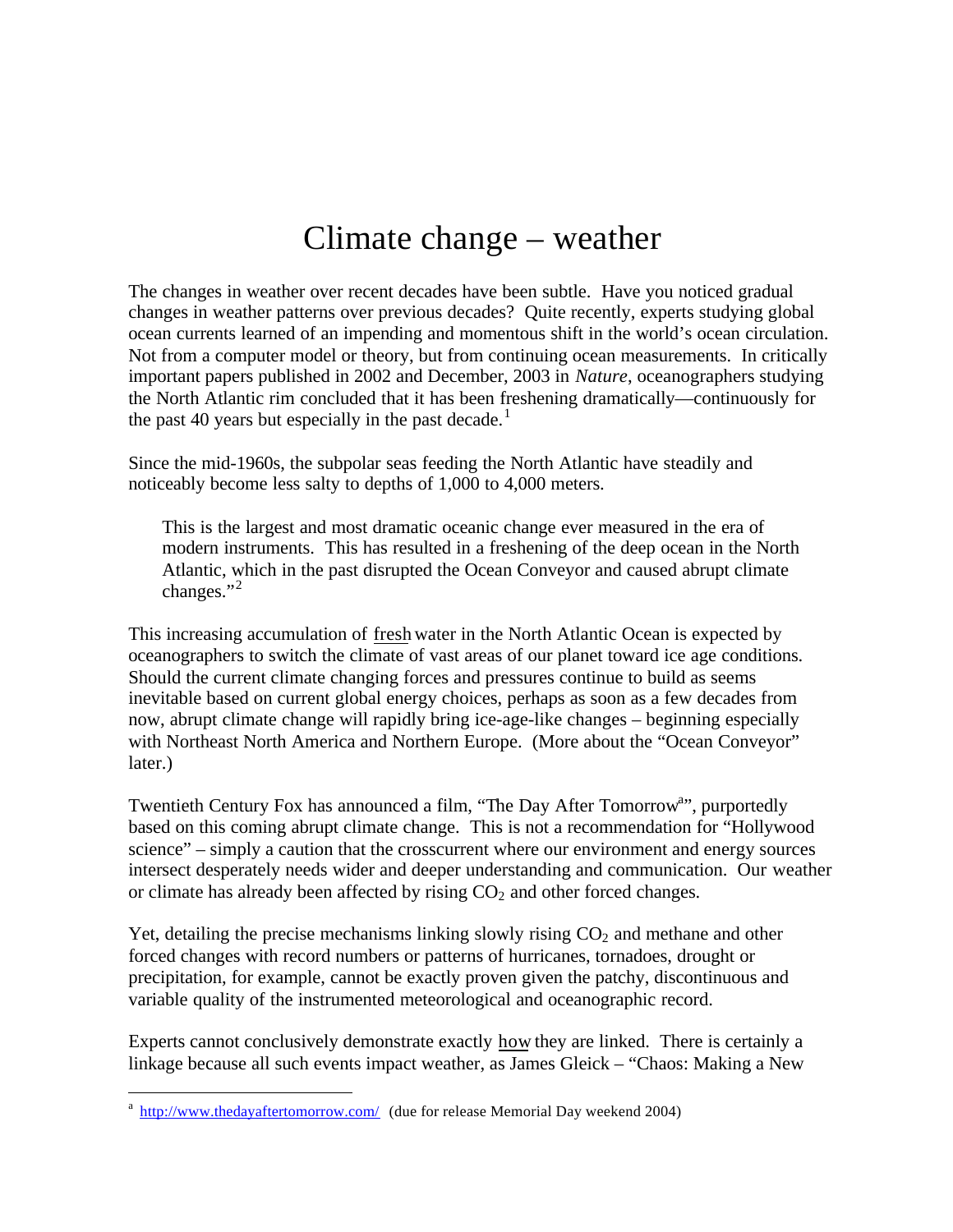# Climate change – weather

The changes in weather over recent decades have been subtle. Have you noticed gradual changes in weather patterns over previous decades? Quite recently, experts studying global ocean currents learned of an impending and momentous shift in the world's ocean circulation. Not from a computer model or theory, but from continuing ocean measurements. In critically important papers published in 2002 and December, 2003 in *Nature*, oceanographers studying the North Atlantic rim concluded that it has been freshening dramatically—continuously for the past 40 years but especially in the past decade.[1]

Since the mid-1960s, the subpolar seas feeding the North Atlantic have steadily and noticeably become less salty to depths of 1,000 to 4,000 meters.

> This is the largest and most dramatic oceanic change ever measured in the era of modern instruments. This has resulted in a freshening of the deep ocean in the North Atlantic, which in the past disrupted the Ocean Conveyor and caused abrupt climate changes."[2]

This increasing accumulation of <u>fresh</u> water in the North Atlantic Ocean is expected by oceanographers to switch the climate of vast areas of our planet toward ice age conditions. Should the current climate changing forces and pressures continue to build as seems inevitable based on current global energy choices, perhaps as soon as a few decades from now, abrupt climate change will rapidly bring ice-age-like changes – beginning especially with Northeast North America and Northern Europe. (More about the "Ocean Conveyor" later.)

Twentieth Century Fox has announced a film, "The Day After Tomorrow[a]", purportedly based on this coming abrupt climate change. This is not a recommendation for "Hollywood science" – simply a caution that the crosscurrent where our environment and energy sources intersect desperately needs wider and deeper understanding and communication. Our weather or climate has already been affected by rising $CO_2$ and other forced changes.

Yet, detailing the precise mechanisms linking slowly rising $CO_2$ and methane and other forced changes with record numbers or patterns of hurricanes, tornadoes, drought or precipitation, for example, cannot be exactly proven given the patchy, discontinuous and variable quality of the instrumented meteorological and oceanographic record.

Experts cannot conclusively demonstrate exactly <u>how</u> they are linked. There is certainly a linkage because all such events impact weather, as James Gleick – "Chaos: Making a New

---

[a] http://www.thedayaftertomorrow.com/ (due for release Memorial Day weekend 2004)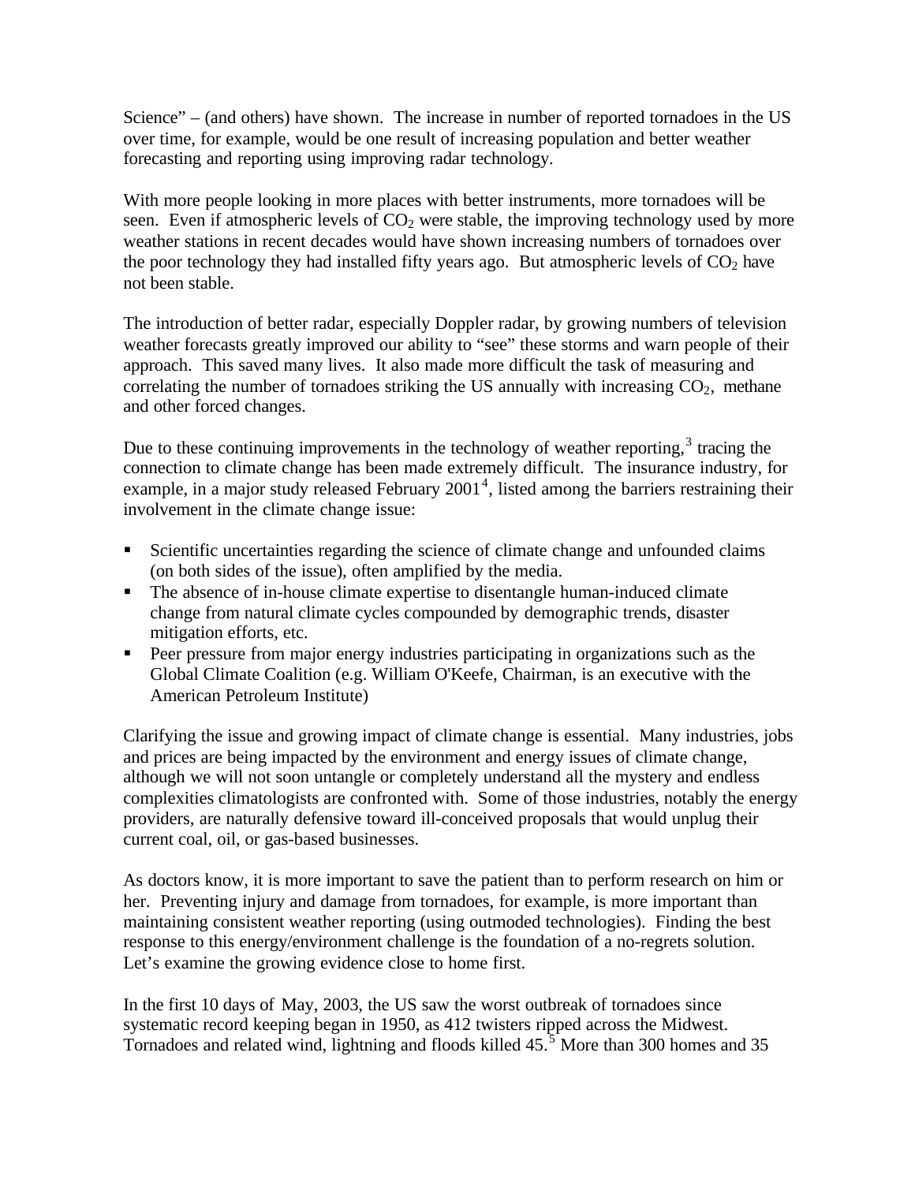Science" – (and others) have shown. The increase in number of reported tornadoes in the US over time, for example, would be one result of increasing population and better weather forecasting and reporting using improving radar technology.

With more people looking in more places with better instruments, more tornadoes will be seen. Even if atmospheric levels of $CO_2$ were stable, the improving technology used by more weather stations in recent decades would have shown increasing numbers of tornadoes over the poor technology they had installed fifty years ago. But atmospheric levels of $CO_2$ have not been stable.

The introduction of better radar, especially Doppler radar, by growing numbers of television weather forecasts greatly improved our ability to "see" these storms and warn people of their approach. This saved many lives. It also made more difficult the task of measuring and correlating the number of tornadoes striking the US annually with increasing $CO_2$, methane and other forced changes.

Due to these continuing improvements in the technology of weather reporting,[3] tracing the connection to climate change has been made extremely difficult. The insurance industry, for example, in a major study released February 2001[4], listed among the barriers restraining their involvement in the climate change issue:

- Scientific uncertainties regarding the science of climate change and unfounded claims (on both sides of the issue), often amplified by the media.
- The absence of in-house climate expertise to disentangle human-induced climate change from natural climate cycles compounded by demographic trends, disaster mitigation efforts, etc.
- Peer pressure from major energy industries participating in organizations such as the Global Climate Coalition (e.g. William O'Keefe, Chairman, is an executive with the American Petroleum Institute)

Clarifying the issue and growing impact of climate change is essential. Many industries, jobs and prices are being impacted by the environment and energy issues of climate change, although we will not soon untangle or completely understand all the mystery and endless complexities climatologists are confronted with. Some of those industries, notably the energy providers, are naturally defensive toward ill-conceived proposals that would unplug their current coal, oil, or gas-based businesses.

As doctors know, it is more important to save the patient than to perform research on him or her. Preventing injury and damage from tornadoes, for example, is more important than maintaining consistent weather reporting (using outmoded technologies). Finding the best response to this energy/environment challenge is the foundation of a no-regrets solution. Let's examine the growing evidence close to home first.

In the first 10 days of May, 2003, the US saw the worst outbreak of tornadoes since systematic record keeping began in 1950, as 412 twisters ripped across the Midwest. Tornadoes and related wind, lightning and floods killed 45.[5] More than 300 homes and 35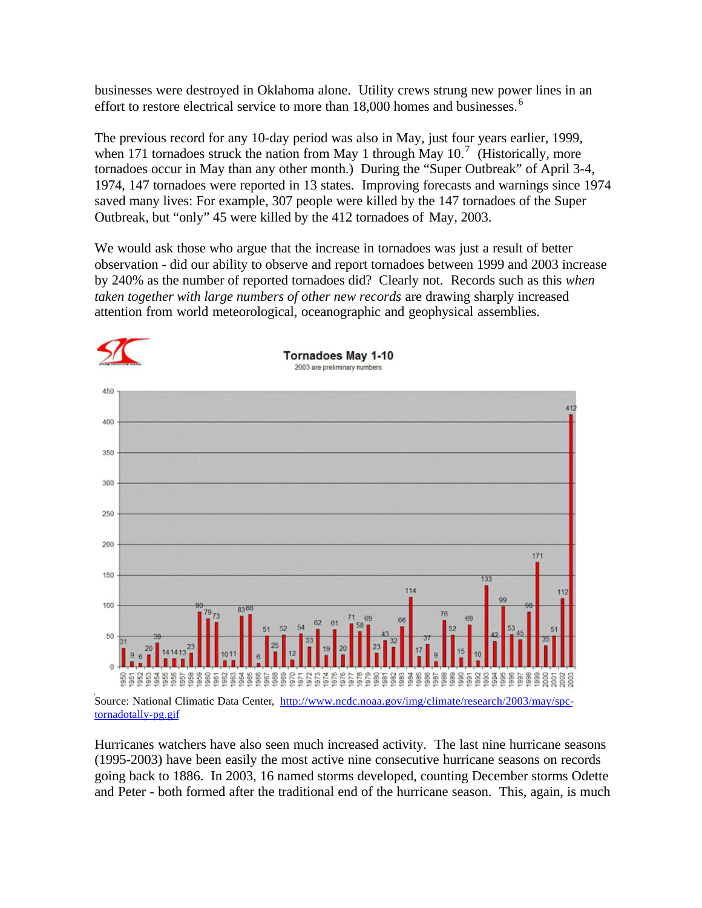businesses were destroyed in Oklahoma alone. Utility crews strung new power lines in an effort to restore electrical service to more than 18,000 homes and businesses.[6]

The previous record for any 10-day period was also in May, just four years earlier, 1999, when 171 tornadoes struck the nation from May 1 through May 10.[7] (Historically, more tornadoes occur in May than any other month.) During the "Super Outbreak" of April 3-4, 1974, 147 tornadoes were reported in 13 states. Improving forecasts and warnings since 1974 saved many lives: For example, 307 people were killed by the 147 tornadoes of the Super Outbreak, but "only" 45 were killed by the 412 tornadoes of May, 2003.

We would ask those who argue that the increase in tornadoes was just a result of better observation - did our ability to observe and report tornadoes between 1999 and 2003 increase by 240% as the number of reported tornadoes did? Clearly not. Records such as this *when taken together with large numbers of other new records* are drawing sharply increased attention from world meteorological, oceanographic and geophysical assemblies.

**Tornadoes May 1-10**

2003 are preliminary numbers

| Year | Tornadoes |
|---|---|
| 1950 | 31 |
| 1951 | 9 |
| 1952 | 6 |
| 1953 | 20 |
| 1954 | 39 |
| 1955 | 14 |
| 1956 | 14 |
| 1957 | 13 |
| 1958 | 23 |
| 1959 | 90 |
| 1960 | 79 |
| 1961 | 73 |
| 1962 | 10 |
| 1963 | 11 |
| 1964 | 83 |
| 1965 | 86 |
| 1966 | 6 |
| 1967 | 51 |
| 1968 | 25 |
| 1969 | 52 |
| 1970 | 12 |
| 1971 | 54 |
| 1972 | 33 |
| 1973 | 62 |
| 1974 | 19 |
| 1975 | 61 |
| 1976 | 20 |
| 1977 | 71 |
| 1978 | 58 |
| 1979 | 69 |
| 1980 | 23 |
| 1981 | 43 |
| 1982 | 32 |
| 1983 | 66 |
| 1984 | 114 |
| 1985 | 17 |
| 1986 | 37 |
| 1987 | 9 |
| 1988 | 76 |
| 1989 | 52 |
| 1990 | 15 |
| 1991 | 69 |
| 1992 | 10 |
| 1993 | 133 |
| 1994 | 42 |
| 1995 | 99 |
| 1996 | 53 |
| 1997 | 45 |
| 1998 | 90 |
| 1999 | 171 |
| 2000 | 35 |
| 2001 | 51 |
| 2002 | 112 |
| 2003 | 412 |

Source: National Climatic Data Center, http://www.ncdc.noaa.gov/img/climate/research/2003/may/spc-tornadotally-pg.gif

Hurricanes watchers have also seen much increased activity. The last nine hurricane seasons (1995-2003) have been easily the most active nine consecutive hurricane seasons on records going back to 1886. In 2003, 16 named storms developed, counting December storms Odette and Peter - both formed after the traditional end of the hurricane season. This, again, is much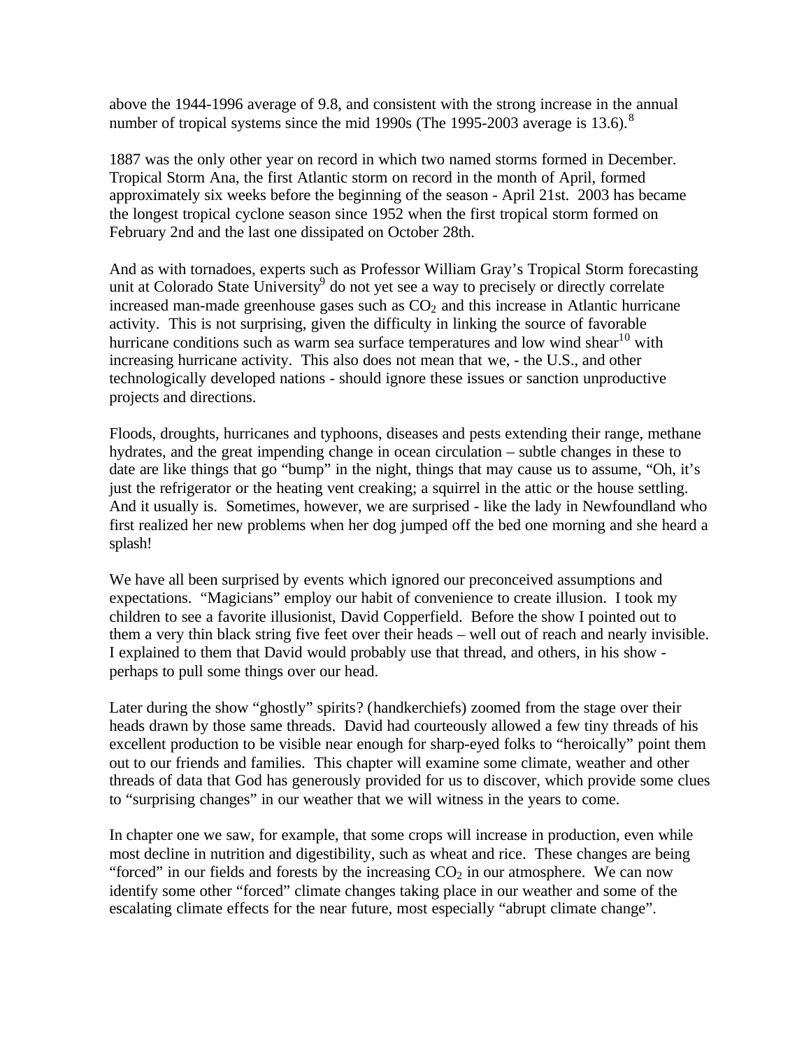above the 1944-1996 average of 9.8, and consistent with the strong increase in the annual number of tropical systems since the mid 1990s (The 1995-2003 average is 13.6).[8]

1887 was the only other year on record in which two named storms formed in December. Tropical Storm Ana, the first Atlantic storm on record in the month of April, formed approximately six weeks before the beginning of the season - April 21st. 2003 has became the longest tropical cyclone season since 1952 when the first tropical storm formed on February 2nd and the last one dissipated on October 28th.

And as with tornadoes, experts such as Professor William Gray's Tropical Storm forecasting unit at Colorado State University[9] do not yet see a way to precisely or directly correlate increased man-made greenhouse gases such as $CO_2$ and this increase in Atlantic hurricane activity. This is not surprising, given the difficulty in linking the source of favorable hurricane conditions such as warm sea surface temperatures and low wind shear[10] with increasing hurricane activity. This also does not mean that we, - the U.S., and other technologically developed nations - should ignore these issues or sanction unproductive projects and directions.

Floods, droughts, hurricanes and typhoons, diseases and pests extending their range, methane hydrates, and the great impending change in ocean circulation – subtle changes in these to date are like things that go "bump" in the night, things that may cause us to assume, "Oh, it's just the refrigerator or the heating vent creaking; a squirrel in the attic or the house settling. And it usually is. Sometimes, however, we are surprised - like the lady in Newfoundland who first realized her new problems when her dog jumped off the bed one morning and she heard a splash!

We have all been surprised by events which ignored our preconceived assumptions and expectations. "Magicians" employ our habit of convenience to create illusion. I took my children to see a favorite illusionist, David Copperfield. Before the show I pointed out to them a very thin black string five feet over their heads – well out of reach and nearly invisible. I explained to them that David would probably use that thread, and others, in his show - perhaps to pull some things over our head.

Later during the show "ghostly" spirits? (handkerchiefs) zoomed from the stage over their heads drawn by those same threads. David had courteously allowed a few tiny threads of his excellent production to be visible near enough for sharp-eyed folks to "heroically" point them out to our friends and families. This chapter will examine some climate, weather and other threads of data that God has generously provided for us to discover, which provide some clues to "surprising changes" in our weather that we will witness in the years to come.

In chapter one we saw, for example, that some crops will increase in production, even while most decline in nutrition and digestibility, such as wheat and rice. These changes are being "forced" in our fields and forests by the increasing $CO_2$ in our atmosphere. We can now identify some other "forced" climate changes taking place in our weather and some of the escalating climate effects for the near future, most especially "abrupt climate change".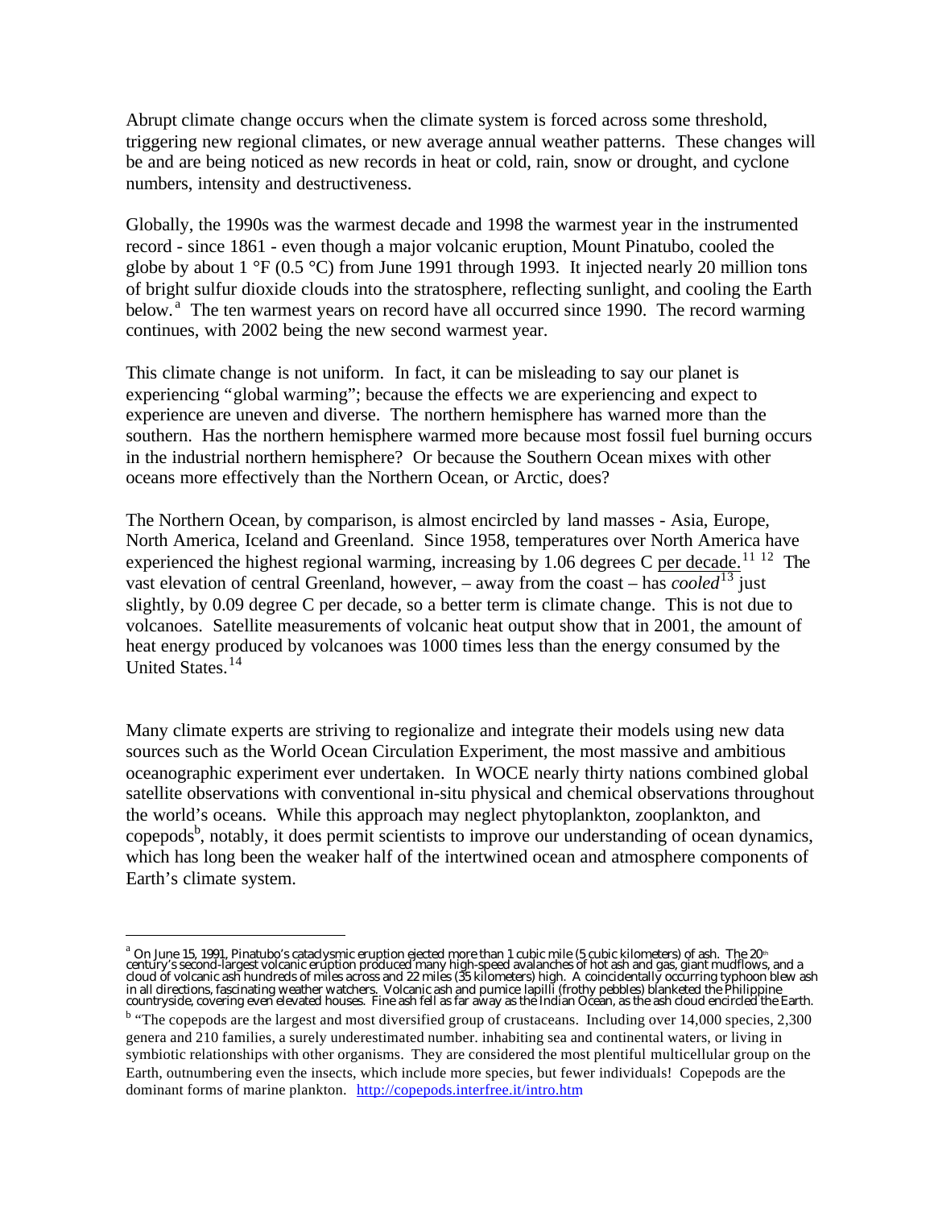Abrupt climate change occurs when the climate system is forced across some threshold, triggering new regional climates, or new average annual weather patterns. These changes will be and are being noticed as new records in heat or cold, rain, snow or drought, and cyclone numbers, intensity and destructiveness.

Globally, the 1990s was the warmest decade and 1998 the warmest year in the instrumented record - since 1861 - even though a major volcanic eruption, Mount Pinatubo, cooled the globe by about 1 °F (0.5 °C) from June 1991 through 1993. It injected nearly 20 million tons of bright sulfur dioxide clouds into the stratosphere, reflecting sunlight, and cooling the Earth below.[a] The ten warmest years on record have all occurred since 1990. The record warming continues, with 2002 being the new second warmest year.

This climate change is not uniform. In fact, it can be misleading to say our planet is experiencing "global warming"; because the effects we are experiencing and expect to experience are uneven and diverse. The northern hemisphere has warned more than the southern. Has the northern hemisphere warmed more because most fossil fuel burning occurs in the industrial northern hemisphere? Or because the Southern Ocean mixes with other oceans more effectively than the Northern Ocean, or Arctic, does?

The Northern Ocean, by comparison, is almost encircled by land masses - Asia, Europe, North America, Iceland and Greenland. Since 1958, temperatures over North America have experienced the highest regional warming, increasing by 1.06 degrees C per decade.[11] [12] The vast elevation of central Greenland, however, – away from the coast – has *cooled*[13] just slightly, by 0.09 degree C per decade, so a better term is climate change. This is not due to volcanoes. Satellite measurements of volcanic heat output show that in 2001, the amount of heat energy produced by volcanoes was 1000 times less than the energy consumed by the United States.[14]

Many climate experts are striving to regionalize and integrate their models using new data sources such as the World Ocean Circulation Experiment, the most massive and ambitious oceanographic experiment ever undertaken. In WOCE nearly thirty nations combined global satellite observations with conventional in-situ physical and chemical observations throughout the world's oceans. While this approach may neglect phytoplankton, zooplankton, and copepods[b], notably, it does permit scientists to improve our understanding of ocean dynamics, which has long been the weaker half of the intertwined ocean and atmosphere components of Earth's climate system.

---

[a] On June 15, 1991, Pinatubo's cataclysmic eruption ejected more than 1 cubic mile (5 cubic kilometers) of ash. The 20th century's second-largest volcanic eruption produced many high-speed avalanches of hot ash and gas, giant mudflows, and a cloud of volcanic ash hundreds of miles across and 22 miles (35 kilometers) high. A coincidentally occurring typhoon blew ash in all directions, fascinating weather watchers. Volcanic ash and pumice lapilli (frothy pebbles) blanketed the Philippine countryside, covering even elevated houses. Fine ash fell as far away as the Indian Ocean, as the ash cloud encircled the Earth.

[b] "The copepods are the largest and most diversified group of crustaceans. Including over 14,000 species, 2,300 genera and 210 families, a surely underestimated number. inhabiting sea and continental waters, or living in symbiotic relationships with other organisms. They are considered the most plentiful multicellular group on the Earth, outnumbering even the insects, which include more species, but fewer individuals! Copepods are the dominant forms of marine plankton. http://copepods.interfree.it/intro.htm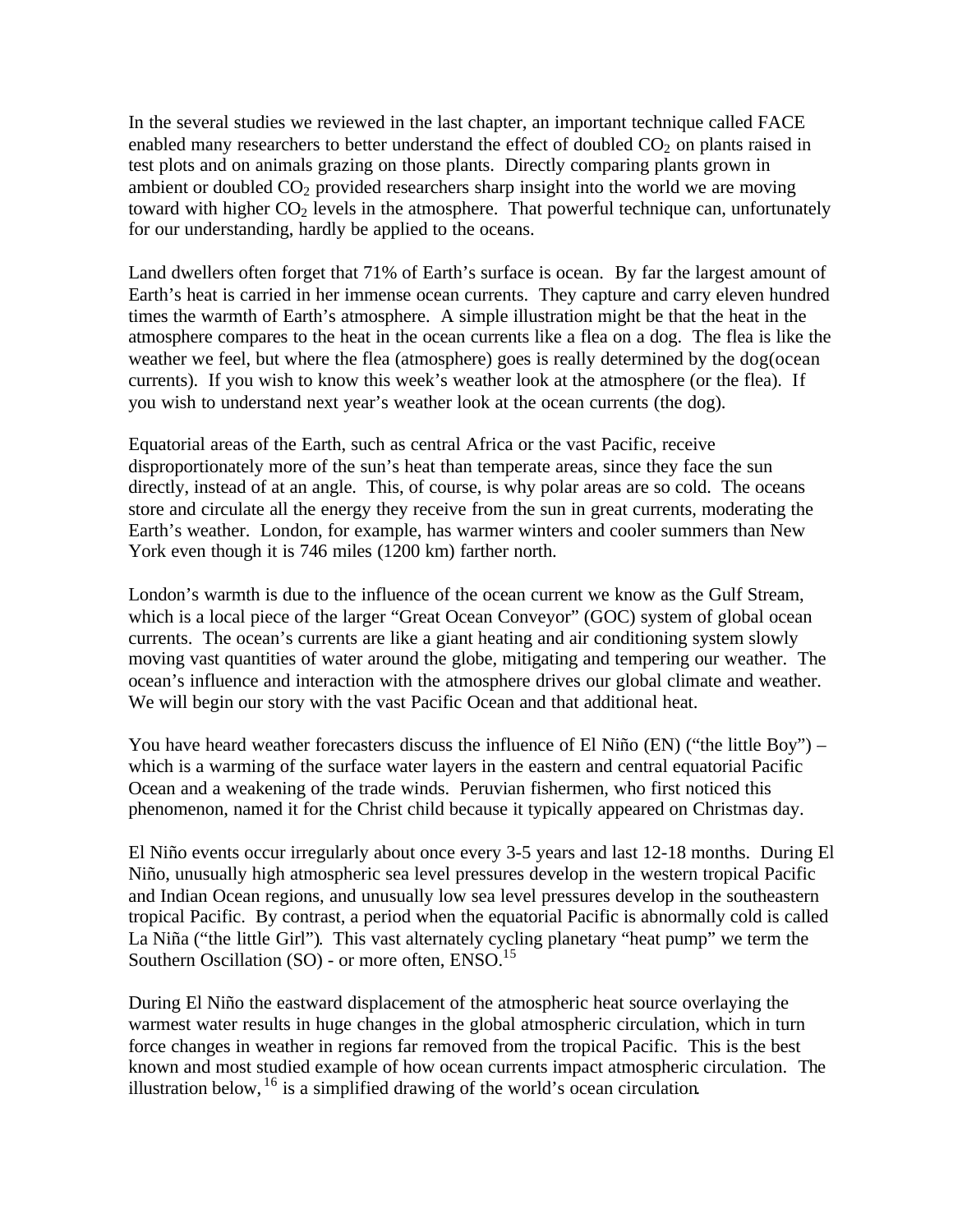In the several studies we reviewed in the last chapter, an important technique called FACE enabled many researchers to better understand the effect of doubled $CO_2$ on plants raised in test plots and on animals grazing on those plants. Directly comparing plants grown in ambient or doubled $CO_2$ provided researchers sharp insight into the world we are moving toward with higher $CO_2$ levels in the atmosphere. That powerful technique can, unfortunately for our understanding, hardly be applied to the oceans.

Land dwellers often forget that 71% of Earth's surface is ocean. By far the largest amount of Earth's heat is carried in her immense ocean currents. They capture and carry eleven hundred times the warmth of Earth's atmosphere. A simple illustration might be that the heat in the atmosphere compares to the heat in the ocean currents like a flea on a dog. The flea is like the weather we feel, but where the flea (atmosphere) goes is really determined by the dog(ocean currents). If you wish to know this week's weather look at the atmosphere (or the flea). If you wish to understand next year's weather look at the ocean currents (the dog).

Equatorial areas of the Earth, such as central Africa or the vast Pacific, receive disproportionately more of the sun's heat than temperate areas, since they face the sun directly, instead of at an angle. This, of course, is why polar areas are so cold. The oceans store and circulate all the energy they receive from the sun in great currents, moderating the Earth's weather. London, for example, has warmer winters and cooler summers than New York even though it is 746 miles (1200 km) farther north.

London's warmth is due to the influence of the ocean current we know as the Gulf Stream, which is a local piece of the larger "Great Ocean Conveyor" (GOC) system of global ocean currents. The ocean's currents are like a giant heating and air conditioning system slowly moving vast quantities of water around the globe, mitigating and tempering our weather. The ocean's influence and interaction with the atmosphere drives our global climate and weather. We will begin our story with the vast Pacific Ocean and that additional heat.

You have heard weather forecasters discuss the influence of El Niño (EN) ("the little Boy") – which is a warming of the surface water layers in the eastern and central equatorial Pacific Ocean and a weakening of the trade winds. Peruvian fishermen, who first noticed this phenomenon, named it for the Christ child because it typically appeared on Christmas day.

El Niño events occur irregularly about once every 3-5 years and last 12-18 months. During El Niño, unusually high atmospheric sea level pressures develop in the western tropical Pacific and Indian Ocean regions, and unusually low sea level pressures develop in the southeastern tropical Pacific. By contrast, a period when the equatorial Pacific is abnormally cold is called La Niña ("the little Girl"). This vast alternately cycling planetary "heat pump" we term the Southern Oscillation (SO) - or more often, ENSO.[15]

During El Niño the eastward displacement of the atmospheric heat source overlaying the warmest water results in huge changes in the global atmospheric circulation, which in turn force changes in weather in regions far removed from the tropical Pacific. This is the best known and most studied example of how ocean currents impact atmospheric circulation. The illustration below,[16] is a simplified drawing of the world's ocean circulation.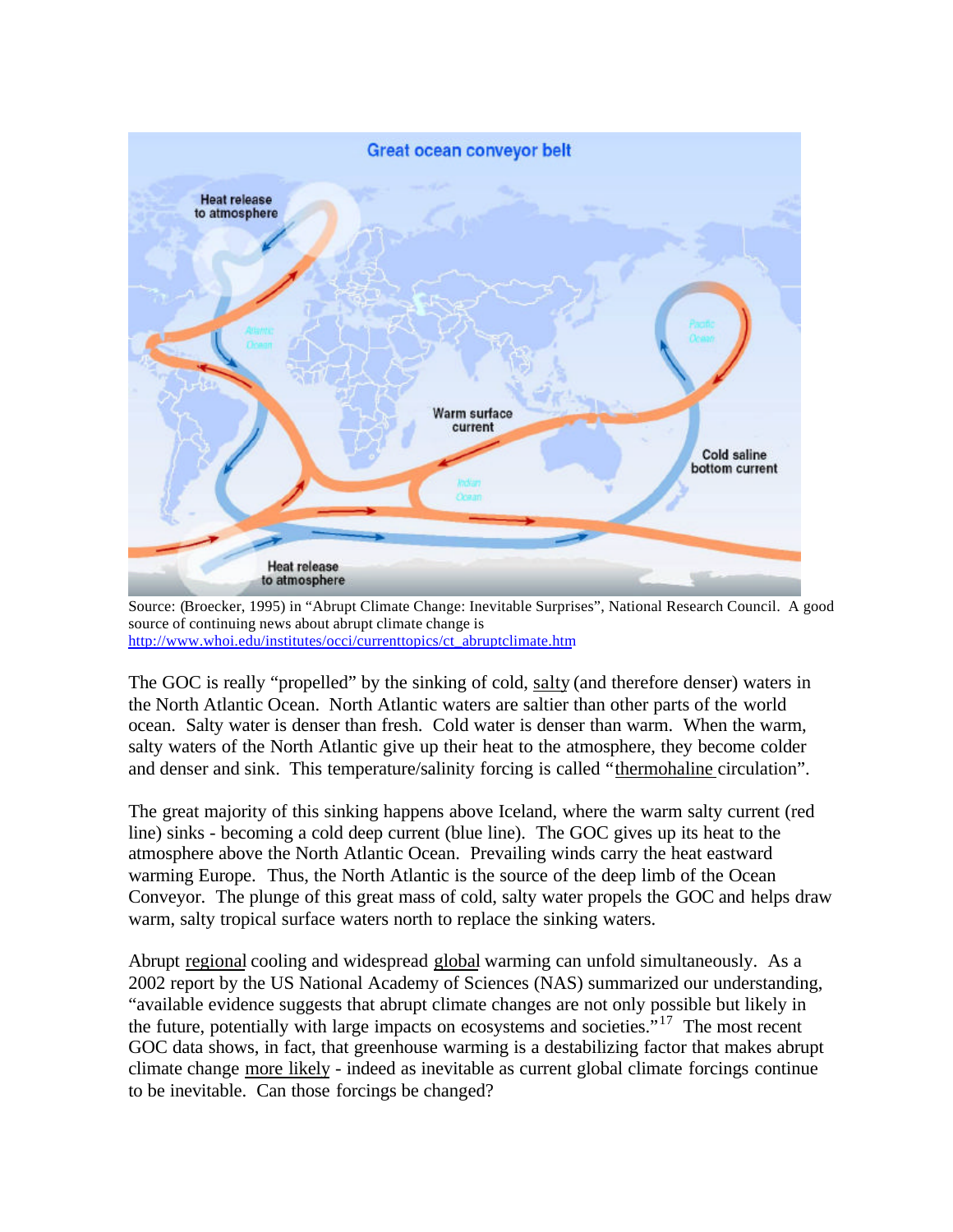Source: (Broecker, 1995) in "Abrupt Climate Change: Inevitable Surprises", National Research Council. A good source of continuing news about abrupt climate change is http://www.whoi.edu/institutes/occi/currenttopics/ct_abruptclimate.htm

The GOC is really "propelled" by the sinking of cold, salty (and therefore denser) waters in the North Atlantic Ocean. North Atlantic waters are saltier than other parts of the world ocean. Salty water is denser than fresh. Cold water is denser than warm. When the warm, salty waters of the North Atlantic give up their heat to the atmosphere, they become colder and denser and sink. This temperature/salinity forcing is called "thermohaline circulation".

The great majority of this sinking happens above Iceland, where the warm salty current (red line) sinks - becoming a cold deep current (blue line). The GOC gives up its heat to the atmosphere above the North Atlantic Ocean. Prevailing winds carry the heat eastward warming Europe. Thus, the North Atlantic is the source of the deep limb of the Ocean Conveyor. The plunge of this great mass of cold, salty water propels the GOC and helps draw warm, salty tropical surface waters north to replace the sinking waters.

Abrupt regional cooling and widespread global warming can unfold simultaneously. As a 2002 report by the US National Academy of Sciences (NAS) summarized our understanding, "available evidence suggests that abrupt climate changes are not only possible but likely in the future, potentially with large impacts on ecosystems and societies."[17] The most recent GOC data shows, in fact, that greenhouse warming is a destabilizing factor that makes abrupt climate change more likely - indeed as inevitable as current global climate forcings continue to be inevitable. Can those forcings be changed?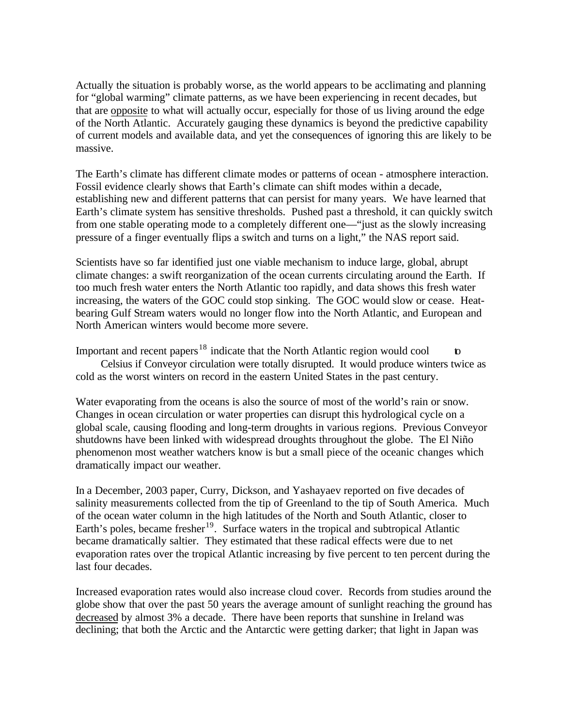Actually the situation is probably worse, as the world appears to be acclimating and planning for "global warming" climate patterns, as we have been experiencing in recent decades, but that are opposite to what will actually occur, especially for those of us living around the edge of the North Atlantic. Accurately gauging these dynamics is beyond the predictive capability of current models and available data, and yet the consequences of ignoring this are likely to be massive.

The Earth's climate has different climate modes or patterns of ocean - atmosphere interaction. Fossil evidence clearly shows that Earth's climate can shift modes within a decade, establishing new and different patterns that can persist for many years. We have learned that Earth's climate system has sensitive thresholds. Pushed past a threshold, it can quickly switch from one stable operating mode to a completely different one—"just as the slowly increasing pressure of a finger eventually flips a switch and turns on a light," the NAS report said.

Scientists have so far identified just one viable mechanism to induce large, global, abrupt climate changes: a swift reorganization of the ocean currents circulating around the Earth. If too much fresh water enters the North Atlantic too rapidly, and data shows this fresh water increasing, the waters of the GOC could stop sinking. The GOC would slow or cease. Heat-bearing Gulf Stream waters would no longer flow into the North Atlantic, and European and North American winters would become more severe.

Important and recent papers[18] indicate that the North Atlantic region would cool to Celsius if Conveyor circulation were totally disrupted. It would produce winters twice as cold as the worst winters on record in the eastern United States in the past century.

Water evaporating from the oceans is also the source of most of the world's rain or snow. Changes in ocean circulation or water properties can disrupt this hydrological cycle on a global scale, causing flooding and long-term droughts in various regions. Previous Conveyor shutdowns have been linked with widespread droughts throughout the globe. The El Niño phenomenon most weather watchers know is but a small piece of the oceanic changes which dramatically impact our weather.

In a December, 2003 paper, Curry, Dickson, and Yashayaev reported on five decades of salinity measurements collected from the tip of Greenland to the tip of South America. Much of the ocean water column in the high latitudes of the North and South Atlantic, closer to Earth's poles, became fresher[19]. Surface waters in the tropical and subtropical Atlantic became dramatically saltier. They estimated that these radical effects were due to net evaporation rates over the tropical Atlantic increasing by five percent to ten percent during the last four decades.

Increased evaporation rates would also increase cloud cover. Records from studies around the globe show that over the past 50 years the average amount of sunlight reaching the ground has decreased by almost 3% a decade. There have been reports that sunshine in Ireland was declining; that both the Arctic and the Antarctic were getting darker; that light in Japan was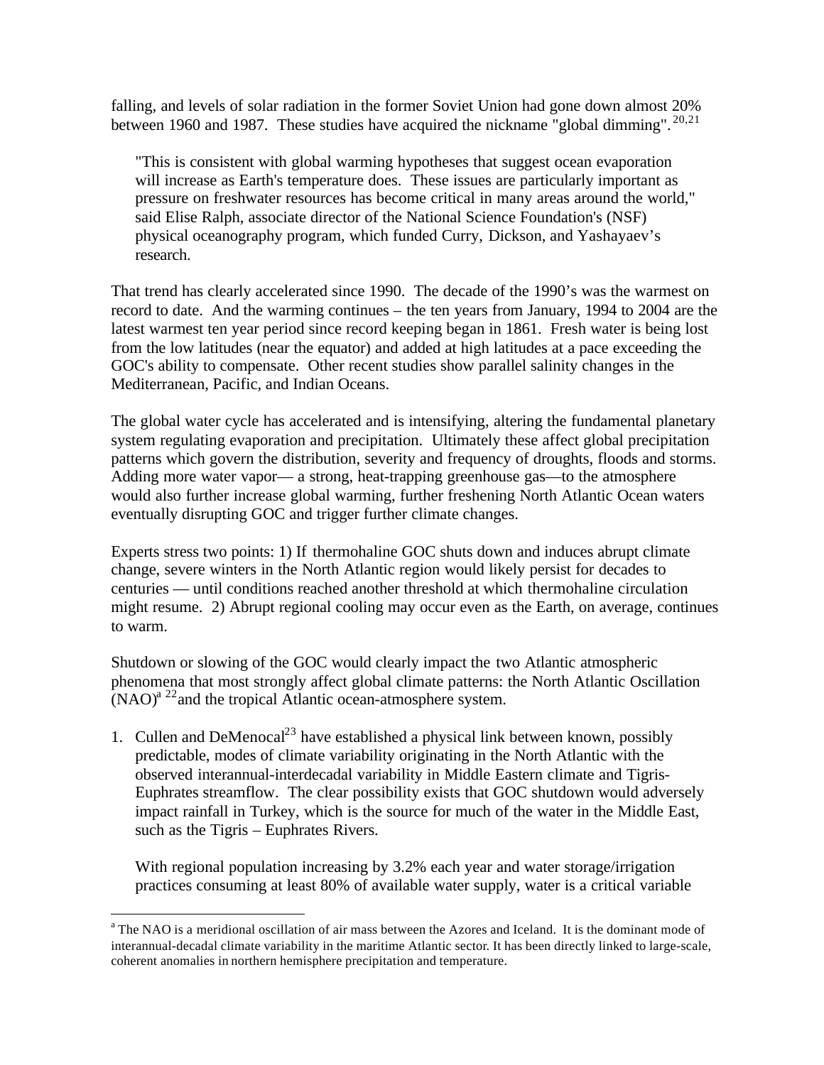falling, and levels of solar radiation in the former Soviet Union had gone down almost 20% between 1960 and 1987. These studies have acquired the nickname "global dimming".[20,21]

> "This is consistent with global warming hypotheses that suggest ocean evaporation will increase as Earth's temperature does. These issues are particularly important as pressure on freshwater resources has become critical in many areas around the world," said Elise Ralph, associate director of the National Science Foundation's (NSF) physical oceanography program, which funded Curry, Dickson, and Yashayaev's research.

That trend has clearly accelerated since 1990. The decade of the 1990's was the warmest on record to date. And the warming continues – the ten years from January, 1994 to 2004 are the latest warmest ten year period since record keeping began in 1861. Fresh water is being lost from the low latitudes (near the equator) and added at high latitudes at a pace exceeding the GOC's ability to compensate. Other recent studies show parallel salinity changes in the Mediterranean, Pacific, and Indian Oceans.

The global water cycle has accelerated and is intensifying, altering the fundamental planetary system regulating evaporation and precipitation. Ultimately these affect global precipitation patterns which govern the distribution, severity and frequency of droughts, floods and storms. Adding more water vapor— a strong, heat-trapping greenhouse gas—to the atmosphere would also further increase global warming, further freshening North Atlantic Ocean waters eventually disrupting GOC and trigger further climate changes.

Experts stress two points: 1) If thermohaline GOC shuts down and induces abrupt climate change, severe winters in the North Atlantic region would likely persist for decades to centuries — until conditions reached another threshold at which thermohaline circulation might resume. 2) Abrupt regional cooling may occur even as the Earth, on average, continues to warm.

Shutdown or slowing of the GOC would clearly impact the two Atlantic atmospheric phenomena that most strongly affect global climate patterns: the North Atlantic Oscillation (NAO)[a] [22] and the tropical Atlantic ocean-atmosphere system.

1. Cullen and DeMenocal[23] have established a physical link between known, possibly predictable, modes of climate variability originating in the North Atlantic with the observed interannual-interdecadal variability in Middle Eastern climate and Tigris-Euphrates streamflow. The clear possibility exists that GOC shutdown would adversely impact rainfall in Turkey, which is the source for much of the water in the Middle East, such as the Tigris – Euphrates Rivers.

   With regional population increasing by 3.2% each year and water storage/irrigation practices consuming at least 80% of available water supply, water is a critical variable

---

[a] The NAO is a meridional oscillation of air mass between the Azores and Iceland. It is the dominant mode of interannual-decadal climate variability in the maritime Atlantic sector. It has been directly linked to large-scale, coherent anomalies in northern hemisphere precipitation and temperature.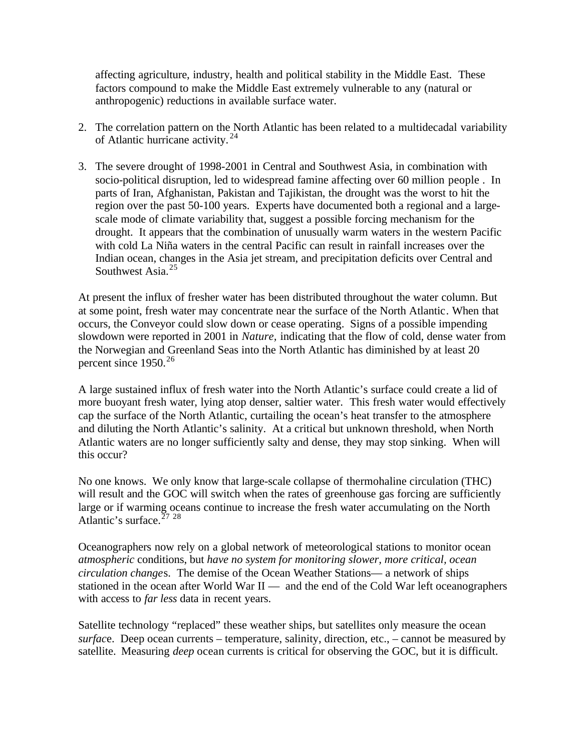affecting agriculture, industry, health and political stability in the Middle East. These factors compound to make the Middle East extremely vulnerable to any (natural or anthropogenic) reductions in available surface water.

2. The correlation pattern on the North Atlantic has been related to a multidecadal variability of Atlantic hurricane activity.[24]

3. The severe drought of 1998-2001 in Central and Southwest Asia, in combination with socio-political disruption, led to widespread famine affecting over 60 million people . In parts of Iran, Afghanistan, Pakistan and Tajikistan, the drought was the worst to hit the region over the past 50-100 years. Experts have documented both a regional and a large-scale mode of climate variability that, suggest a possible forcing mechanism for the drought. It appears that the combination of unusually warm waters in the western Pacific with cold La Niña waters in the central Pacific can result in rainfall increases over the Indian ocean, changes in the Asia jet stream, and precipitation deficits over Central and Southwest Asia.[25]

At present the influx of fresher water has been distributed throughout the water column. But at some point, fresh water may concentrate near the surface of the North Atlantic. When that occurs, the Conveyor could slow down or cease operating. Signs of a possible impending slowdown were reported in 2001 in *Nature,* indicating that the flow of cold, dense water from the Norwegian and Greenland Seas into the North Atlantic has diminished by at least 20 percent since 1950.[26]

A large sustained influx of fresh water into the North Atlantic's surface could create a lid of more buoyant fresh water, lying atop denser, saltier water. This fresh water would effectively cap the surface of the North Atlantic, curtailing the ocean's heat transfer to the atmosphere and diluting the North Atlantic's salinity. At a critical but unknown threshold, when North Atlantic waters are no longer sufficiently salty and dense, they may stop sinking. When will this occur?

No one knows. We only know that large-scale collapse of thermohaline circulation (THC) will result and the GOC will switch when the rates of greenhouse gas forcing are sufficiently large or if warming oceans continue to increase the fresh water accumulating on the North Atlantic's surface.[27] [28]

Oceanographers now rely on a global network of meteorological stations to monitor ocean *atmospheric* conditions, but *have no system for monitoring slower, more critical, ocean circulation changes*. The demise of the Ocean Weather Stations— a network of ships stationed in the ocean after World War II — and the end of the Cold War left oceanographers with access to *far less* data in recent years.

Satellite technology "replaced" these weather ships, but satellites only measure the ocean *surface*. Deep ocean currents – temperature, salinity, direction, etc., – cannot be measured by satellite. Measuring *deep* ocean currents is critical for observing the GOC, but it is difficult.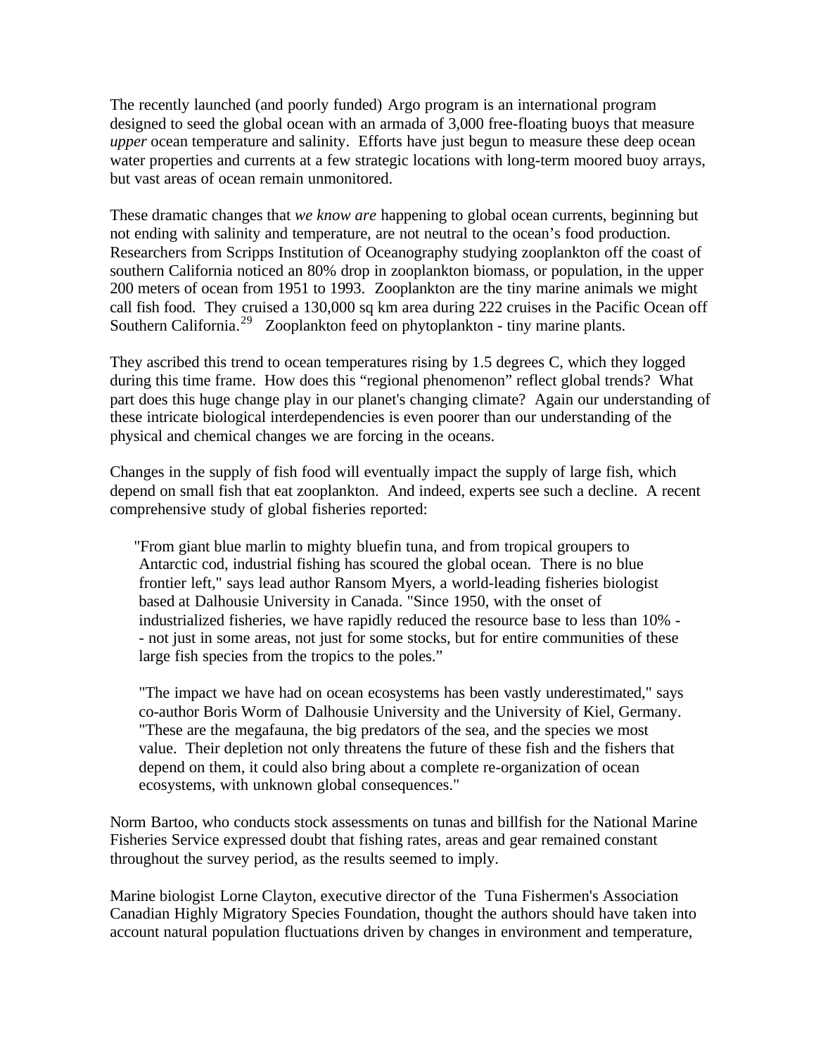The recently launched (and poorly funded) Argo program is an international program designed to seed the global ocean with an armada of 3,000 free-floating buoys that measure *upper* ocean temperature and salinity. Efforts have just begun to measure these deep ocean water properties and currents at a few strategic locations with long-term moored buoy arrays, but vast areas of ocean remain unmonitored.

These dramatic changes that *we know are* happening to global ocean currents, beginning but not ending with salinity and temperature, are not neutral to the ocean's food production. Researchers from Scripps Institution of Oceanography studying zooplankton off the coast of southern California noticed an 80% drop in zooplankton biomass, or population, in the upper 200 meters of ocean from 1951 to 1993. Zooplankton are the tiny marine animals we might call fish food. They cruised a 130,000 sq km area during 222 cruises in the Pacific Ocean off Southern California.[29] Zooplankton feed on phytoplankton - tiny marine plants.

They ascribed this trend to ocean temperatures rising by 1.5 degrees C, which they logged during this time frame. How does this "regional phenomenon" reflect global trends? What part does this huge change play in our planet's changing climate? Again our understanding of these intricate biological interdependencies is even poorer than our understanding of the physical and chemical changes we are forcing in the oceans.

Changes in the supply of fish food will eventually impact the supply of large fish, which depend on small fish that eat zooplankton. And indeed, experts see such a decline. A recent comprehensive study of global fisheries reported:

> "From giant blue marlin to mighty bluefin tuna, and from tropical groupers to Antarctic cod, industrial fishing has scoured the global ocean. There is no blue frontier left," says lead author Ransom Myers, a world-leading fisheries biologist based at Dalhousie University in Canada. "Since 1950, with the onset of industrialized fisheries, we have rapidly reduced the resource base to less than 10% -- not just in some areas, not just for some stocks, but for entire communities of these large fish species from the tropics to the poles."
>
> "The impact we have had on ocean ecosystems has been vastly underestimated," says co-author Boris Worm of Dalhousie University and the University of Kiel, Germany. "These are the megafauna, the big predators of the sea, and the species we most value. Their depletion not only threatens the future of these fish and the fishers that depend on them, it could also bring about a complete re-organization of ocean ecosystems, with unknown global consequences."

Norm Bartoo, who conducts stock assessments on tunas and billfish for the National Marine Fisheries Service expressed doubt that fishing rates, areas and gear remained constant throughout the survey period, as the results seemed to imply.

Marine biologist Lorne Clayton, executive director of the Tuna Fishermen's Association Canadian Highly Migratory Species Foundation, thought the authors should have taken into account natural population fluctuations driven by changes in environment and temperature,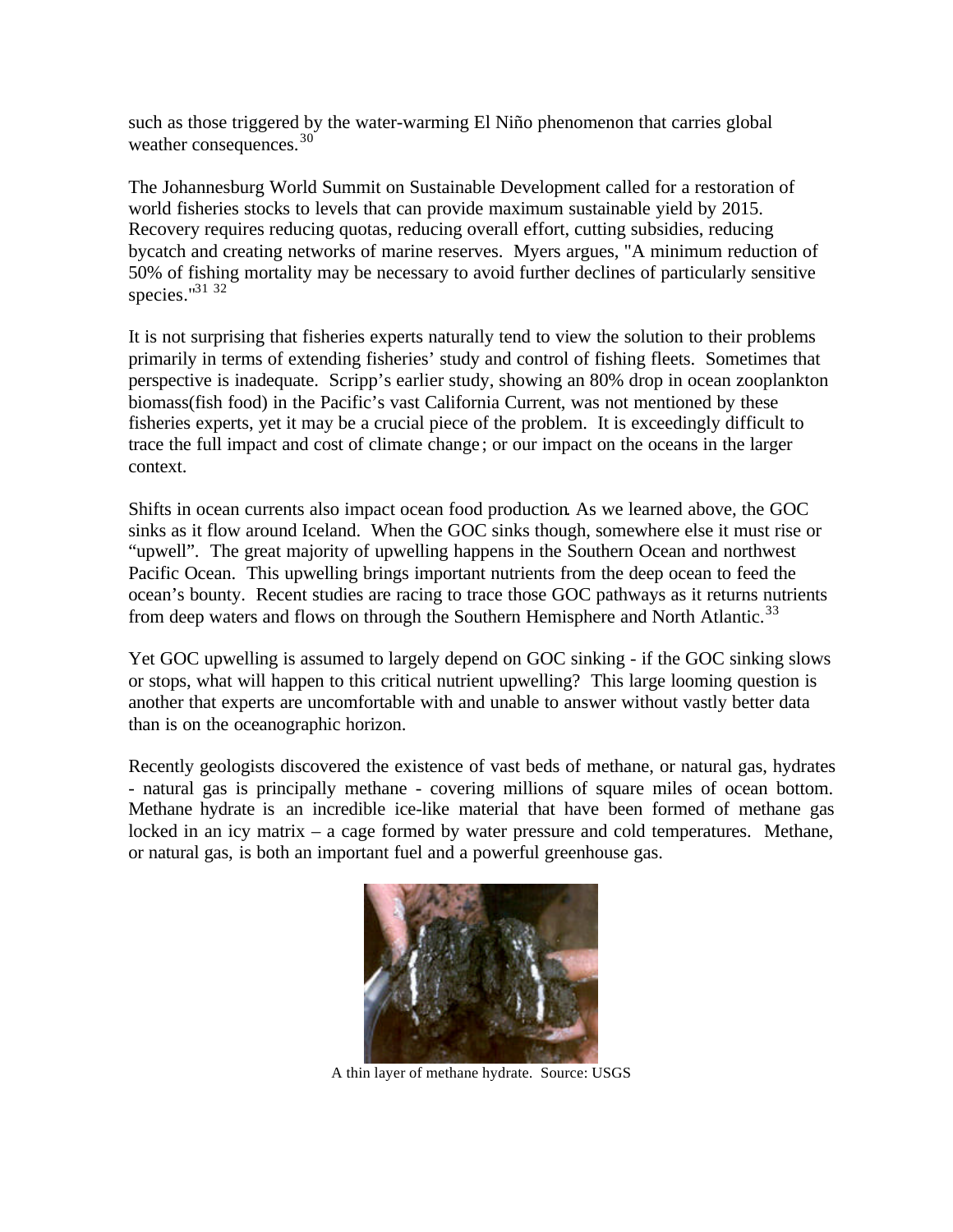such as those triggered by the water-warming El Niño phenomenon that carries global weather consequences.[30]

The Johannesburg World Summit on Sustainable Development called for a restoration of world fisheries stocks to levels that can provide maximum sustainable yield by 2015. Recovery requires reducing quotas, reducing overall effort, cutting subsidies, reducing bycatch and creating networks of marine reserves. Myers argues, "A minimum reduction of 50% of fishing mortality may be necessary to avoid further declines of particularly sensitive species."[31] [32]

It is not surprising that fisheries experts naturally tend to view the solution to their problems primarily in terms of extending fisheries' study and control of fishing fleets. Sometimes that perspective is inadequate. Scripp's earlier study, showing an 80% drop in ocean zooplankton biomass(fish food) in the Pacific's vast California Current, was not mentioned by these fisheries experts, yet it may be a crucial piece of the problem. It is exceedingly difficult to trace the full impact and cost of climate change; or our impact on the oceans in the larger context.

Shifts in ocean currents also impact ocean food production. As we learned above, the GOC sinks as it flow around Iceland. When the GOC sinks though, somewhere else it must rise or "upwell". The great majority of upwelling happens in the Southern Ocean and northwest Pacific Ocean. This upwelling brings important nutrients from the deep ocean to feed the ocean's bounty. Recent studies are racing to trace those GOC pathways as it returns nutrients from deep waters and flows on through the Southern Hemisphere and North Atlantic.[33]

Yet GOC upwelling is assumed to largely depend on GOC sinking - if the GOC sinking slows or stops, what will happen to this critical nutrient upwelling? This large looming question is another that experts are uncomfortable with and unable to answer without vastly better data than is on the oceanographic horizon.

Recently geologists discovered the existence of vast beds of methane, or natural gas, hydrates - natural gas is principally methane - covering millions of square miles of ocean bottom. Methane hydrate is an incredible ice-like material that have been formed of methane gas locked in an icy matrix – a cage formed by water pressure and cold temperatures. Methane, or natural gas, is both an important fuel and a powerful greenhouse gas.

A thin layer of methane hydrate. Source: USGS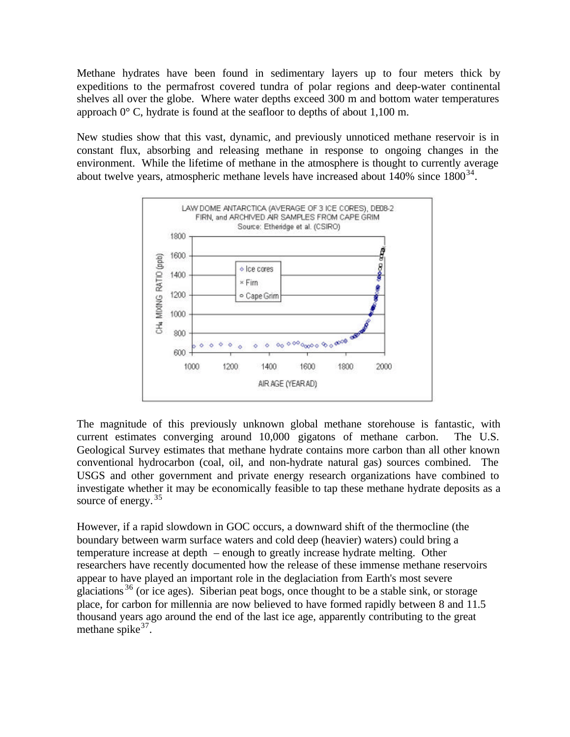Methane hydrates have been found in sedimentary layers up to four meters thick by expeditions to the permafrost covered tundra of polar regions and deep-water continental shelves all over the globe. Where water depths exceed 300 m and bottom water temperatures approach 0° C, hydrate is found at the seafloor to depths of about 1,100 m.

New studies show that this vast, dynamic, and previously unnoticed methane reservoir is in constant flux, absorbing and releasing methane in response to ongoing changes in the environment. While the lifetime of methane in the atmosphere is thought to currently average about twelve years, atmospheric methane levels have increased about 140% since 1800[34].

The magnitude of this previously unknown global methane storehouse is fantastic, with current estimates converging around 10,000 gigatons of methane carbon. The U.S. Geological Survey estimates that methane hydrate contains more carbon than all other known conventional hydrocarbon (coal, oil, and non-hydrate natural gas) sources combined. The USGS and other government and private energy research organizations have combined to investigate whether it may be economically feasible to tap these methane hydrate deposits as a source of energy.[35]

However, if a rapid slowdown in GOC occurs, a downward shift of the thermocline (the boundary between warm surface waters and cold deep (heavier) waters) could bring a temperature increase at depth – enough to greatly increase hydrate melting. Other researchers have recently documented how the release of these immense methane reservoirs appear to have played an important role in the deglaciation from Earth's most severe glaciations[36] (or ice ages). Siberian peat bogs, once thought to be a stable sink, or storage place, for carbon for millennia are now believed to have formed rapidly between 8 and 11.5 thousand years ago around the end of the last ice age, apparently contributing to the great methane spike[37].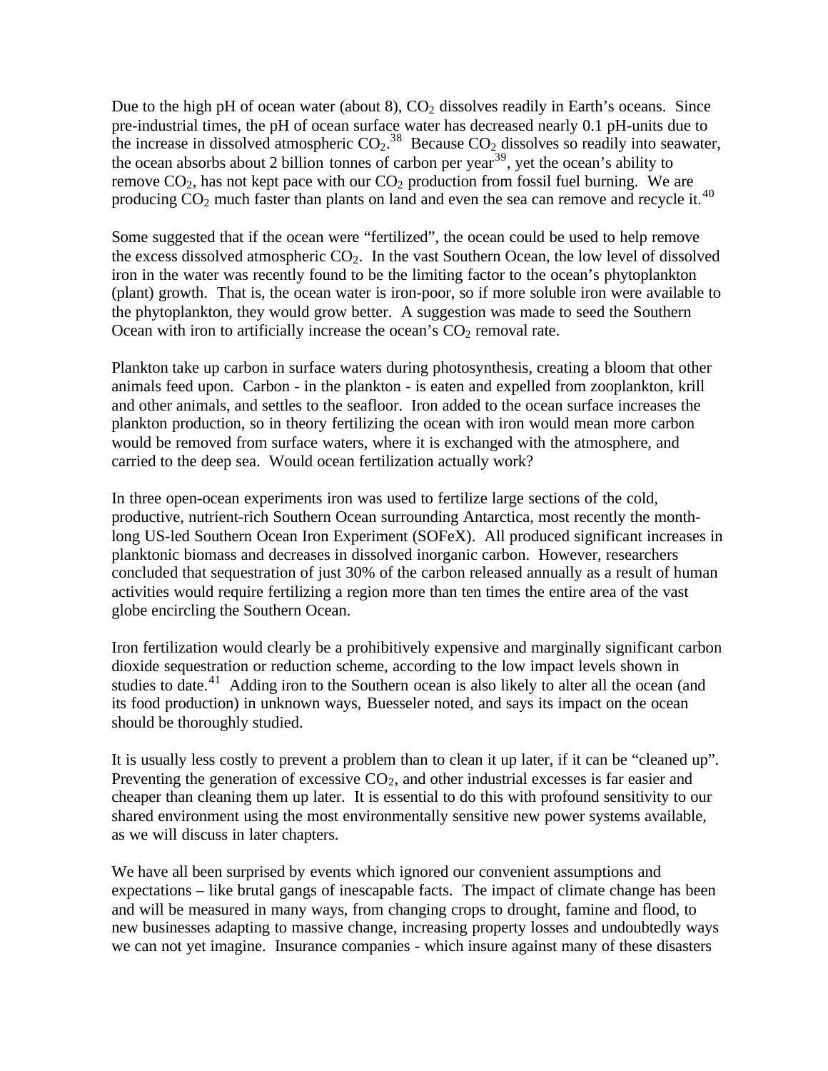Due to the high pH of ocean water (about 8), $CO_2$ dissolves readily in Earth's oceans. Since pre-industrial times, the pH of ocean surface water has decreased nearly 0.1 pH-units due to the increase in dissolved atmospheric $CO_2$.[38] Because $CO_2$ dissolves so readily into seawater, the ocean absorbs about 2 billion tonnes of carbon per year[39], yet the ocean's ability to remove $CO_2$, has not kept pace with our $CO_2$ production from fossil fuel burning. We are producing $CO_2$ much faster than plants on land and even the sea can remove and recycle it.[40]

Some suggested that if the ocean were "fertilized", the ocean could be used to help remove the excess dissolved atmospheric $CO_2$. In the vast Southern Ocean, the low level of dissolved iron in the water was recently found to be the limiting factor to the ocean's phytoplankton (plant) growth. That is, the ocean water is iron-poor, so if more soluble iron were available to the phytoplankton, they would grow better. A suggestion was made to seed the Southern Ocean with iron to artificially increase the ocean's $CO_2$ removal rate.

Plankton take up carbon in surface waters during photosynthesis, creating a bloom that other animals feed upon. Carbon - in the plankton - is eaten and expelled from zooplankton, krill and other animals, and settles to the seafloor. Iron added to the ocean surface increases the plankton production, so in theory fertilizing the ocean with iron would mean more carbon would be removed from surface waters, where it is exchanged with the atmosphere, and carried to the deep sea. Would ocean fertilization actually work?

In three open-ocean experiments iron was used to fertilize large sections of the cold, productive, nutrient-rich Southern Ocean surrounding Antarctica, most recently the month-long US-led Southern Ocean Iron Experiment (SOFeX). All produced significant increases in planktonic biomass and decreases in dissolved inorganic carbon. However, researchers concluded that sequestration of just 30% of the carbon released annually as a result of human activities would require fertilizing a region more than ten times the entire area of the vast globe encircling the Southern Ocean.

Iron fertilization would clearly be a prohibitively expensive and marginally significant carbon dioxide sequestration or reduction scheme, according to the low impact levels shown in studies to date.[41] Adding iron to the Southern ocean is also likely to alter all the ocean (and its food production) in unknown ways, Buesseler noted, and says its impact on the ocean should be thoroughly studied.

It is usually less costly to prevent a problem than to clean it up later, if it can be "cleaned up". Preventing the generation of excessive $CO_2$, and other industrial excesses is far easier and cheaper than cleaning them up later. It is essential to do this with profound sensitivity to our shared environment using the most environmentally sensitive new power systems available, as we will discuss in later chapters.

We have all been surprised by events which ignored our convenient assumptions and expectations – like brutal gangs of inescapable facts. The impact of climate change has been and will be measured in many ways, from changing crops to drought, famine and flood, to new businesses adapting to massive change, increasing property losses and undoubtedly ways we can not yet imagine. Insurance companies - which insure against many of these disasters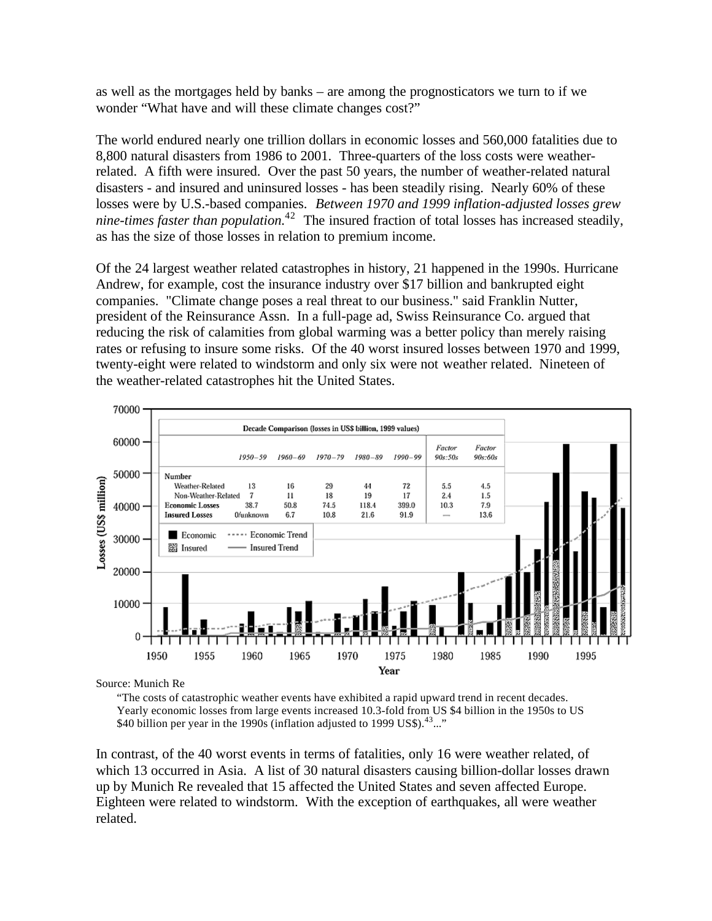as well as the mortgages held by banks – are among the prognosticators we turn to if we wonder "What have and will these climate changes cost?"

The world endured nearly one trillion dollars in economic losses and 560,000 fatalities due to 8,800 natural disasters from 1986 to 2001. Three-quarters of the loss costs were weather-related. A fifth were insured. Over the past 50 years, the number of weather-related natural disasters - and insured and uninsured losses - has been steadily rising. Nearly 60% of these losses were by U.S.-based companies. *Between 1970 and 1999 inflation-adjusted losses grew nine-times faster than population.*[42] The insured fraction of total losses has increased steadily, as has the size of those losses in relation to premium income.

Of the 24 largest weather related catastrophes in history, 21 happened in the 1990s. Hurricane Andrew, for example, cost the insurance industry over $17 billion and bankrupted eight companies. "Climate change poses a real threat to our business." said Franklin Nutter, president of the Reinsurance Assn. In a full-page ad, Swiss Reinsurance Co. argued that reducing the risk of calamities from global warming was a better policy than merely raising rates or refusing to insure some risks. Of the 40 worst insured losses between 1970 and 1999, twenty-eight were related to windstorm and only six were not weather related. Nineteen of the weather-related catastrophes hit the United States.

**Decade Comparison (losses in US$ billion, 1999 values)**

| | 1950–59 | 1960–69 | 1970–79 | 1980–89 | 1990–99 | Factor 90s:50s | Factor 90s:60s |
|---|---|---|---|---|---|---|---|
| **Number** | | | | | | | |
| Weather-Related | 13 | 16 | 29 | 44 | 72 | 5.5 | 4.5 |
| Non-Weather-Related | 7 | 11 | 18 | 19 | 17 | 2.4 | 1.5 |
| **Economic Losses** | 38.7 | 50.8 | 74.5 | 118.4 | 399.0 | 10.3 | 7.9 |
| **Insured Losses** | 0/unknown | 6.7 | 10.8 | 21.6 | 91.9 | — | 13.6 |

Source: Munich Re

> "The costs of catastrophic weather events have exhibited a rapid upward trend in recent decades. Yearly economic losses from large events increased 10.3-fold from US $4 billion in the 1950s to US $40 billion per year in the 1990s (inflation adjusted to 1999 US$).[43]..."

In contrast, of the 40 worst events in terms of fatalities, only 16 were weather related, of which 13 occurred in Asia. A list of 30 natural disasters causing billion-dollar losses drawn up by Munich Re revealed that 15 affected the United States and seven affected Europe. Eighteen were related to windstorm. With the exception of earthquakes, all were weather related.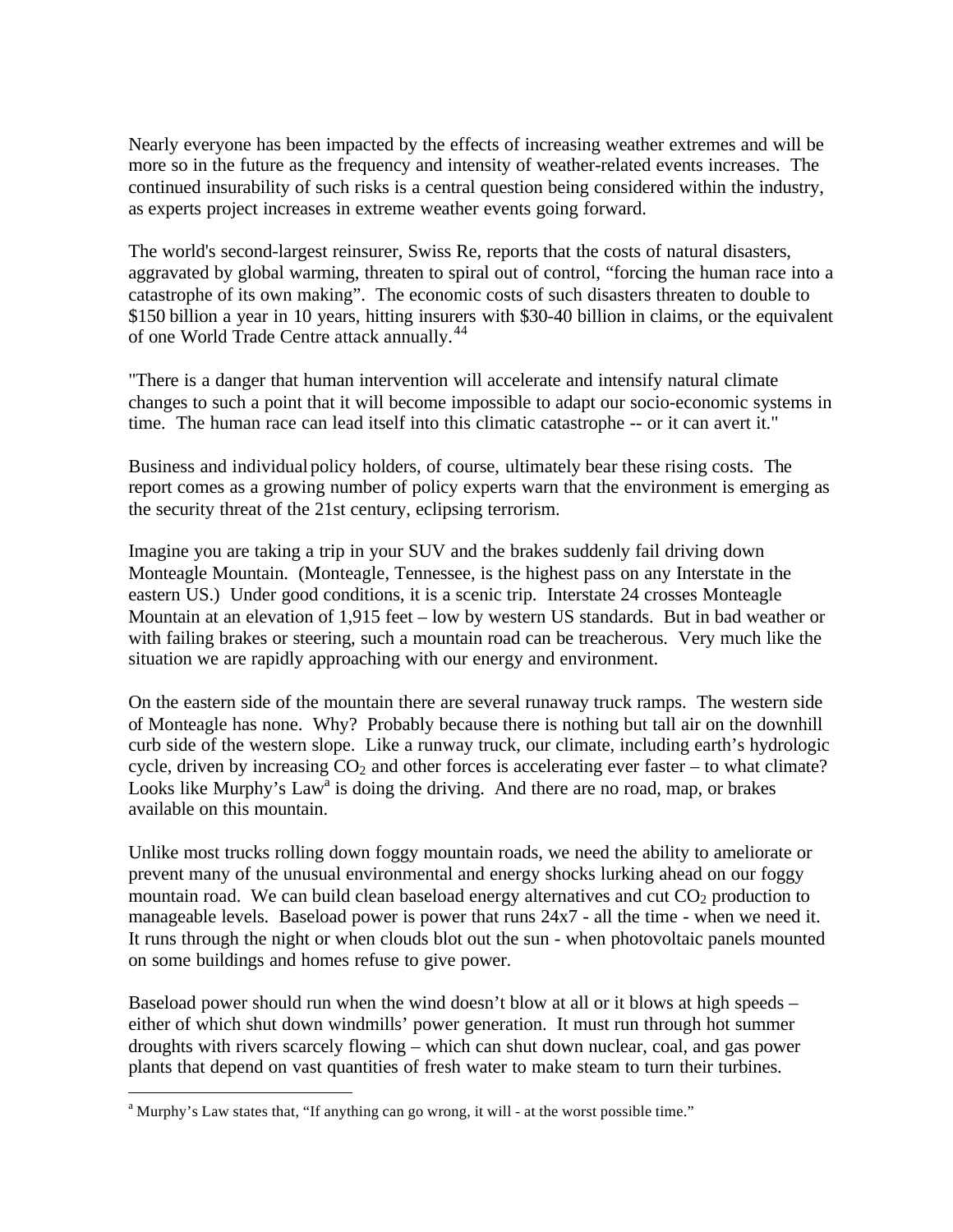Nearly everyone has been impacted by the effects of increasing weather extremes and will be more so in the future as the frequency and intensity of weather-related events increases. The continued insurability of such risks is a central question being considered within the industry, as experts project increases in extreme weather events going forward.

The world's second-largest reinsurer, Swiss Re, reports that the costs of natural disasters, aggravated by global warming, threaten to spiral out of control, "forcing the human race into a catastrophe of its own making". The economic costs of such disasters threaten to double to $150 billion a year in 10 years, hitting insurers with $30-40 billion in claims, or the equivalent of one World Trade Centre attack annually.[44]

"There is a danger that human intervention will accelerate and intensify natural climate changes to such a point that it will become impossible to adapt our socio-economic systems in time. The human race can lead itself into this climatic catastrophe -- or it can avert it."

Business and individual policy holders, of course, ultimately bear these rising costs. The report comes as a growing number of policy experts warn that the environment is emerging as the security threat of the 21st century, eclipsing terrorism.

Imagine you are taking a trip in your SUV and the brakes suddenly fail driving down Monteagle Mountain. (Monteagle, Tennessee, is the highest pass on any Interstate in the eastern US.) Under good conditions, it is a scenic trip. Interstate 24 crosses Monteagle Mountain at an elevation of 1,915 feet – low by western US standards. But in bad weather or with failing brakes or steering, such a mountain road can be treacherous. Very much like the situation we are rapidly approaching with our energy and environment.

On the eastern side of the mountain there are several runaway truck ramps. The western side of Monteagle has none. Why? Probably because there is nothing but tall air on the downhill curb side of the western slope. Like a runway truck, our climate, including earth's hydrologic cycle, driven by increasing $CO_2$ and other forces is accelerating ever faster – to what climate? Looks like Murphy's Law[a] is doing the driving. And there are no road, map, or brakes available on this mountain.

Unlike most trucks rolling down foggy mountain roads, we need the ability to ameliorate or prevent many of the unusual environmental and energy shocks lurking ahead on our foggy mountain road. We can build clean baseload energy alternatives and cut $CO_2$ production to manageable levels. Baseload power is power that runs 24x7 - all the time - when we need it. It runs through the night or when clouds blot out the sun - when photovoltaic panels mounted on some buildings and homes refuse to give power.

Baseload power should run when the wind doesn't blow at all or it blows at high speeds – either of which shut down windmills' power generation. It must run through hot summer droughts with rivers scarcely flowing – which can shut down nuclear, coal, and gas power plants that depend on vast quantities of fresh water to make steam to turn their turbines.

---

[a] Murphy's Law states that, "If anything can go wrong, it will - at the worst possible time."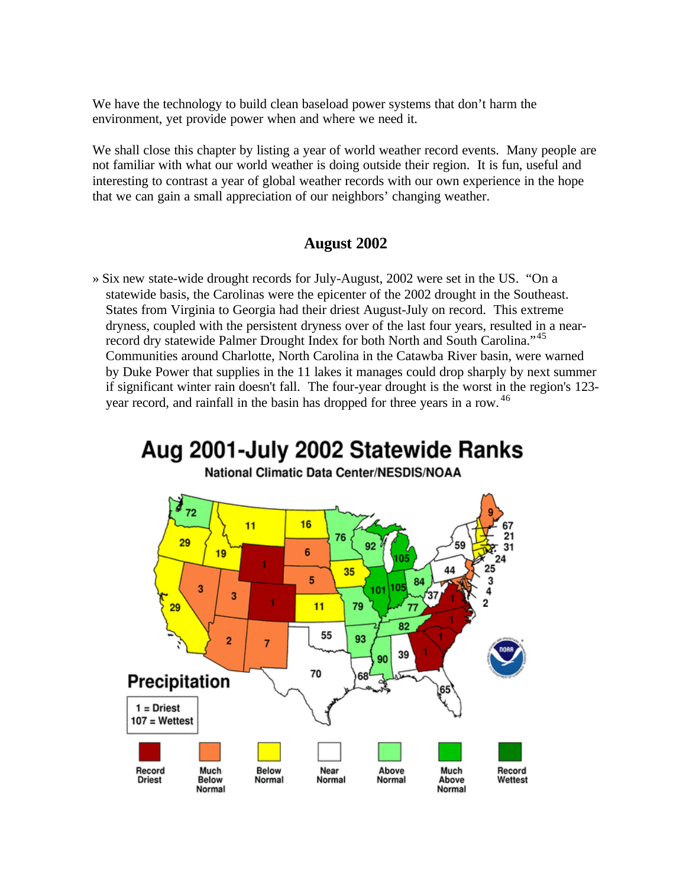We have the technology to build clean baseload power systems that don't harm the environment, yet provide power when and where we need it.

We shall close this chapter by listing a year of world weather record events. Many people are not familiar with what our world weather is doing outside their region. It is fun, useful and interesting to contrast a year of global weather records with our own experience in the hope that we can gain a small appreciation of our neighbors' changing weather.

## August 2002

» Six new state-wide drought records for July-August, 2002 were set in the US. "On a statewide basis, the Carolinas were the epicenter of the 2002 drought in the Southeast. States from Virginia to Georgia had their driest August-July on record. This extreme dryness, coupled with the persistent dryness over of the last four years, resulted in a near-record dry statewide Palmer Drought Index for both North and South Carolina."[45] Communities around Charlotte, North Carolina in the Catawba River basin, were warned by Duke Power that supplies in the 11 lakes it manages could drop sharply by next summer if significant winter rain doesn't fall. The four-year drought is the worst in the region's 123-year record, and rainfall in the basin has dropped for three years in a row.[46]

**Aug 2001-July 2002 Statewide Ranks**

National Climatic Data Center/NESDIS/NOAA

Precipitation

1 = Driest
107 = Wettest

Record Driest | Much Below Normal | Below Normal | Near Normal | Above Normal | Much Above Normal | Record Wettest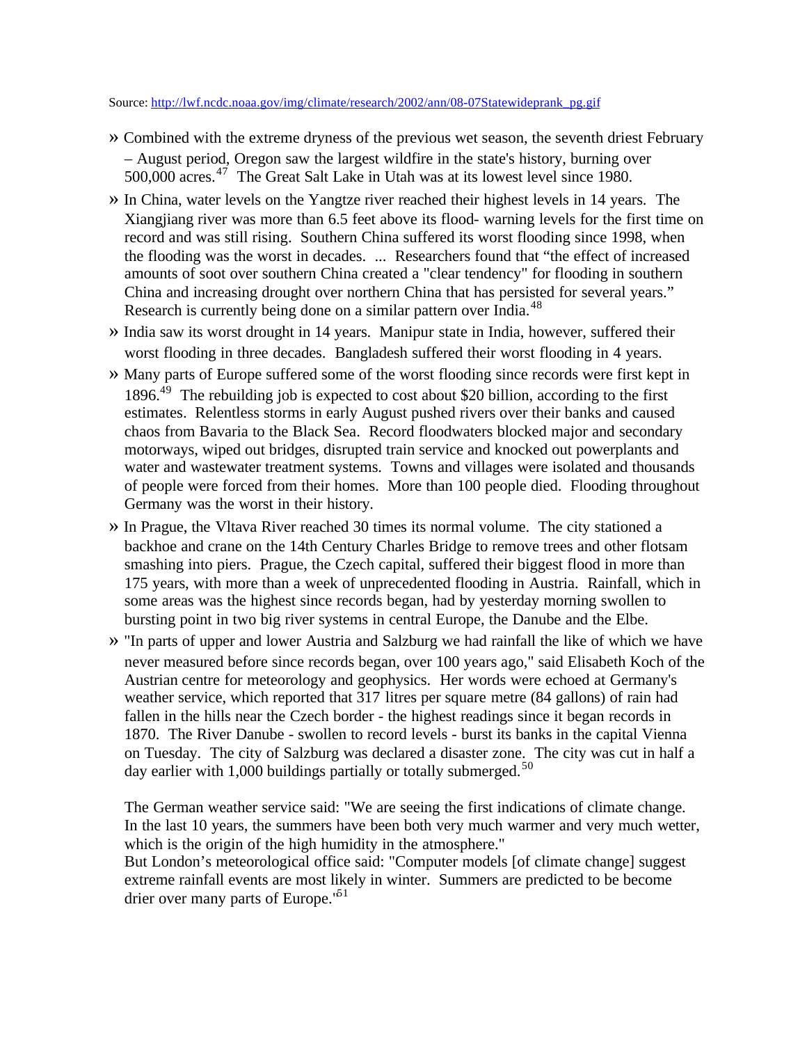Source: http://lwf.ncdc.noaa.gov/img/climate/research/2002/ann/08-07Statewideprank_pg.gif

- » Combined with the extreme dryness of the previous wet season, the seventh driest February – August period, Oregon saw the largest wildfire in the state's history, burning over 500,000 acres.[47] The Great Salt Lake in Utah was at its lowest level since 1980.
- » In China, water levels on the Yangtze river reached their highest levels in 14 years. The Xiangjiang river was more than 6.5 feet above its flood- warning levels for the first time on record and was still rising. Southern China suffered its worst flooding since 1998, when the flooding was the worst in decades. ... Researchers found that "the effect of increased amounts of soot over southern China created a "clear tendency" for flooding in southern China and increasing drought over northern China that has persisted for several years." Research is currently being done on a similar pattern over India.[48]
- » India saw its worst drought in 14 years. Manipur state in India, however, suffered their worst flooding in three decades. Bangladesh suffered their worst flooding in 4 years.
- » Many parts of Europe suffered some of the worst flooding since records were first kept in 1896.[49] The rebuilding job is expected to cost about $20 billion, according to the first estimates. Relentless storms in early August pushed rivers over their banks and caused chaos from Bavaria to the Black Sea. Record floodwaters blocked major and secondary motorways, wiped out bridges, disrupted train service and knocked out powerplants and water and wastewater treatment systems. Towns and villages were isolated and thousands of people were forced from their homes. More than 100 people died. Flooding throughout Germany was the worst in their history.
- » In Prague, the Vltava River reached 30 times its normal volume. The city stationed a backhoe and crane on the 14th Century Charles Bridge to remove trees and other flotsam smashing into piers. Prague, the Czech capital, suffered their biggest flood in more than 175 years, with more than a week of unprecedented flooding in Austria. Rainfall, which in some areas was the highest since records began, had by yesterday morning swollen to bursting point in two big river systems in central Europe, the Danube and the Elbe.
- » "In parts of upper and lower Austria and Salzburg we had rainfall the like of which we have never measured before since records began, over 100 years ago," said Elisabeth Koch of the Austrian centre for meteorology and geophysics. Her words were echoed at Germany's weather service, which reported that 317 litres per square metre (84 gallons) of rain had fallen in the hills near the Czech border - the highest readings since it began records in 1870. The River Danube - swollen to record levels - burst its banks in the capital Vienna on Tuesday. The city of Salzburg was declared a disaster zone. The city was cut in half a day earlier with 1,000 buildings partially or totally submerged.[50]

  The German weather service said: "We are seeing the first indications of climate change. In the last 10 years, the summers have been both very much warmer and very much wetter, which is the origin of the high humidity in the atmosphere."
  But London's meteorological office said: "Computer models [of climate change] suggest extreme rainfall events are most likely in winter. Summers are predicted to be become drier over many parts of Europe."[51]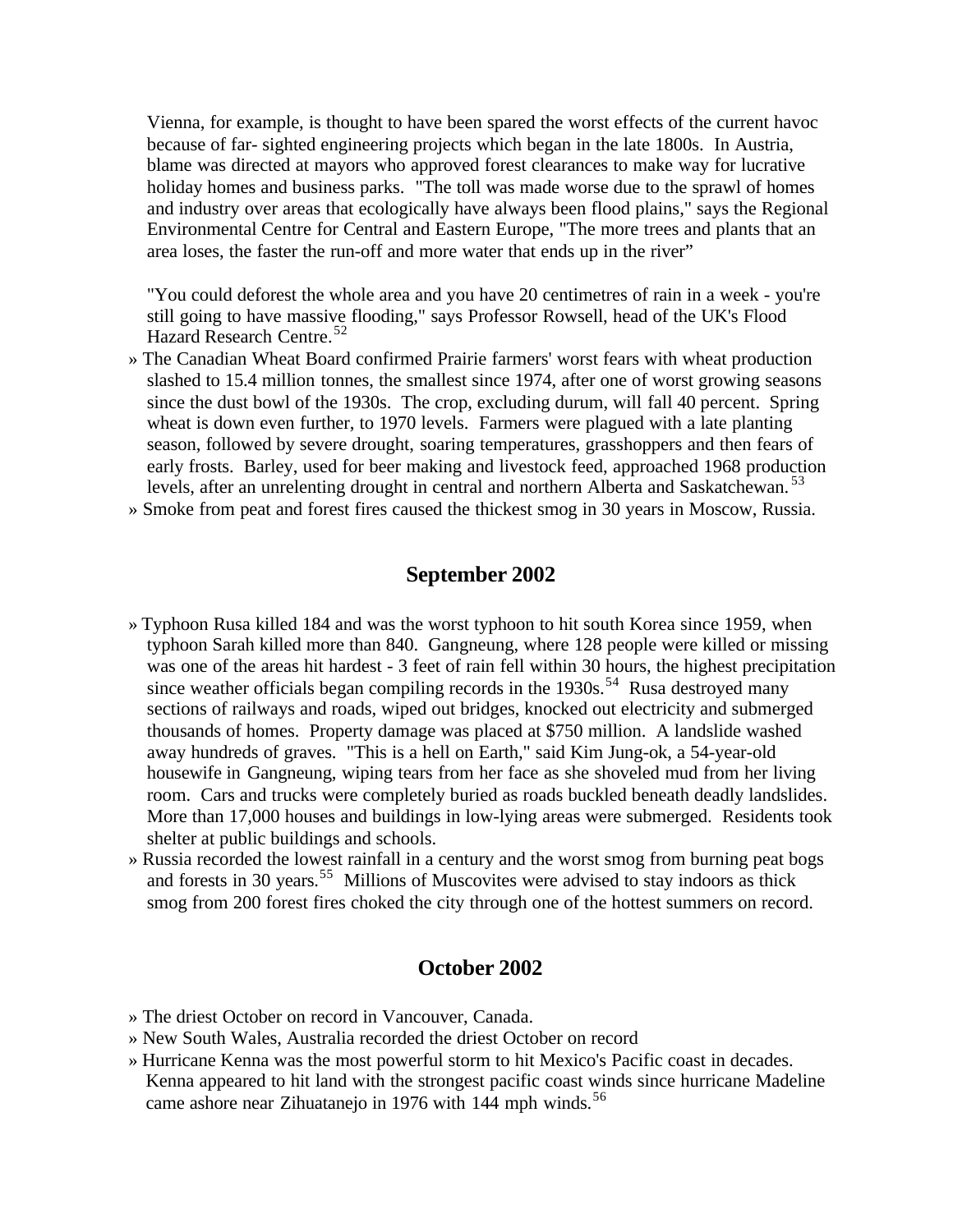Vienna, for example, is thought to have been spared the worst effects of the current havoc because of far- sighted engineering projects which began in the late 1800s. In Austria, blame was directed at mayors who approved forest clearances to make way for lucrative holiday homes and business parks. "The toll was made worse due to the sprawl of homes and industry over areas that ecologically have always been flood plains," says the Regional Environmental Centre for Central and Eastern Europe, "The more trees and plants that an area loses, the faster the run-off and more water that ends up in the river"

"You could deforest the whole area and you have 20 centimetres of rain in a week - you're still going to have massive flooding," says Professor Rowsell, head of the UK's Flood Hazard Research Centre.[52]

» The Canadian Wheat Board confirmed Prairie farmers' worst fears with wheat production slashed to 15.4 million tonnes, the smallest since 1974, after one of worst growing seasons since the dust bowl of the 1930s. The crop, excluding durum, will fall 40 percent. Spring wheat is down even further, to 1970 levels. Farmers were plagued with a late planting season, followed by severe drought, soaring temperatures, grasshoppers and then fears of early frosts. Barley, used for beer making and livestock feed, approached 1968 production levels, after an unrelenting drought in central and northern Alberta and Saskatchewan.[53]

» Smoke from peat and forest fires caused the thickest smog in 30 years in Moscow, Russia.

## September 2002

» Typhoon Rusa killed 184 and was the worst typhoon to hit south Korea since 1959, when typhoon Sarah killed more than 840. Gangneung, where 128 people were killed or missing was one of the areas hit hardest - 3 feet of rain fell within 30 hours, the highest precipitation since weather officials began compiling records in the 1930s.[54] Rusa destroyed many sections of railways and roads, wiped out bridges, knocked out electricity and submerged thousands of homes. Property damage was placed at $750 million. A landslide washed away hundreds of graves. "This is a hell on Earth," said Kim Jung-ok, a 54-year-old housewife in Gangneung, wiping tears from her face as she shoveled mud from her living room. Cars and trucks were completely buried as roads buckled beneath deadly landslides. More than 17,000 houses and buildings in low-lying areas were submerged. Residents took shelter at public buildings and schools.

» Russia recorded the lowest rainfall in a century and the worst smog from burning peat bogs and forests in 30 years.[55] Millions of Muscovites were advised to stay indoors as thick smog from 200 forest fires choked the city through one of the hottest summers on record.

## October 2002

» The driest October on record in Vancouver, Canada.

» New South Wales, Australia recorded the driest October on record

» Hurricane Kenna was the most powerful storm to hit Mexico's Pacific coast in decades. Kenna appeared to hit land with the strongest pacific coast winds since hurricane Madeline came ashore near Zihuatanejo in 1976 with 144 mph winds.[56]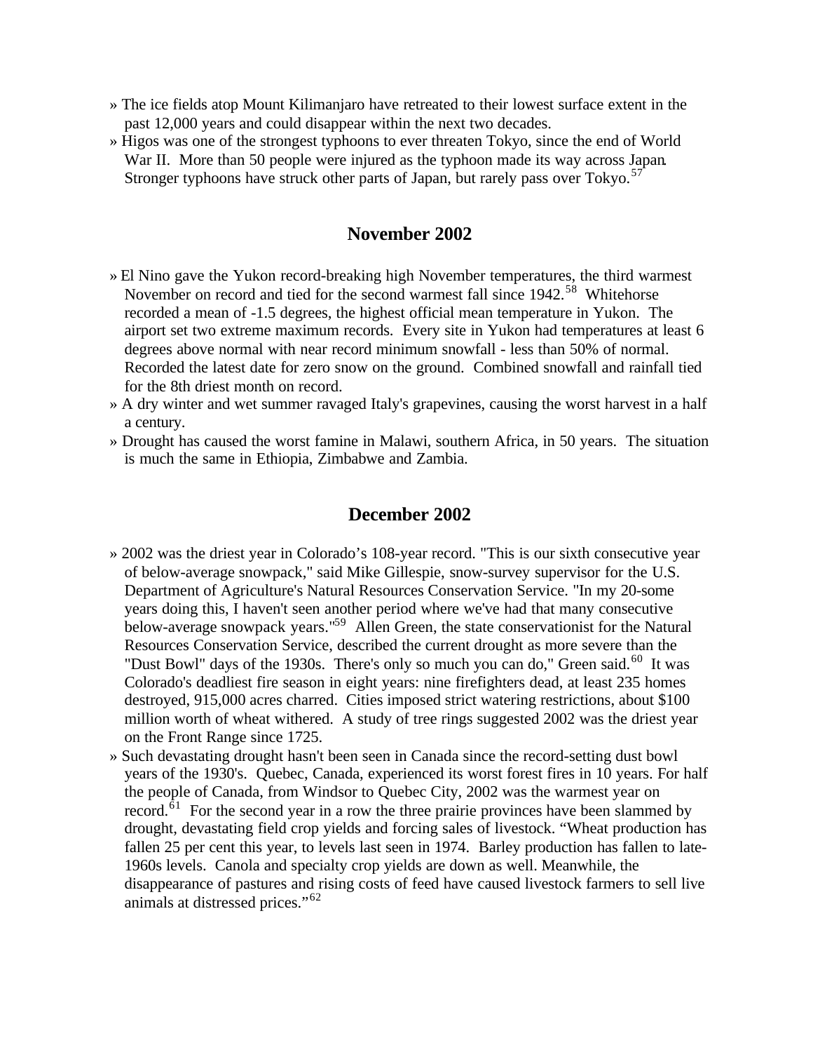» The ice fields atop Mount Kilimanjaro have retreated to their lowest surface extent in the past 12,000 years and could disappear within the next two decades.

» Higos was one of the strongest typhoons to ever threaten Tokyo, since the end of World War II. More than 50 people were injured as the typhoon made its way across Japan. Stronger typhoons have struck other parts of Japan, but rarely pass over Tokyo.[57]

## November 2002

» El Nino gave the Yukon record-breaking high November temperatures, the third warmest November on record and tied for the second warmest fall since 1942.[58] Whitehorse recorded a mean of -1.5 degrees, the highest official mean temperature in Yukon. The airport set two extreme maximum records. Every site in Yukon had temperatures at least 6 degrees above normal with near record minimum snowfall - less than 50% of normal. Recorded the latest date for zero snow on the ground. Combined snowfall and rainfall tied for the 8th driest month on record.

» A dry winter and wet summer ravaged Italy's grapevines, causing the worst harvest in a half a century.

» Drought has caused the worst famine in Malawi, southern Africa, in 50 years. The situation is much the same in Ethiopia, Zimbabwe and Zambia.

## December 2002

» 2002 was the driest year in Colorado's 108-year record. "This is our sixth consecutive year of below-average snowpack," said Mike Gillespie, snow-survey supervisor for the U.S. Department of Agriculture's Natural Resources Conservation Service. "In my 20-some years doing this, I haven't seen another period where we've had that many consecutive below-average snowpack years."[59] Allen Green, the state conservationist for the Natural Resources Conservation Service, described the current drought as more severe than the "Dust Bowl" days of the 1930s. There's only so much you can do," Green said.[60] It was Colorado's deadliest fire season in eight years: nine firefighters dead, at least 235 homes destroyed, 915,000 acres charred. Cities imposed strict watering restrictions, about $100 million worth of wheat withered. A study of tree rings suggested 2002 was the driest year on the Front Range since 1725.

» Such devastating drought hasn't been seen in Canada since the record-setting dust bowl years of the 1930's. Quebec, Canada, experienced its worst forest fires in 10 years. For half the people of Canada, from Windsor to Quebec City, 2002 was the warmest year on record.[61] For the second year in a row the three prairie provinces have been slammed by drought, devastating field crop yields and forcing sales of livestock. "Wheat production has fallen 25 per cent this year, to levels last seen in 1974. Barley production has fallen to late-1960s levels. Canola and specialty crop yields are down as well. Meanwhile, the disappearance of pastures and rising costs of feed have caused livestock farmers to sell live animals at distressed prices."[62]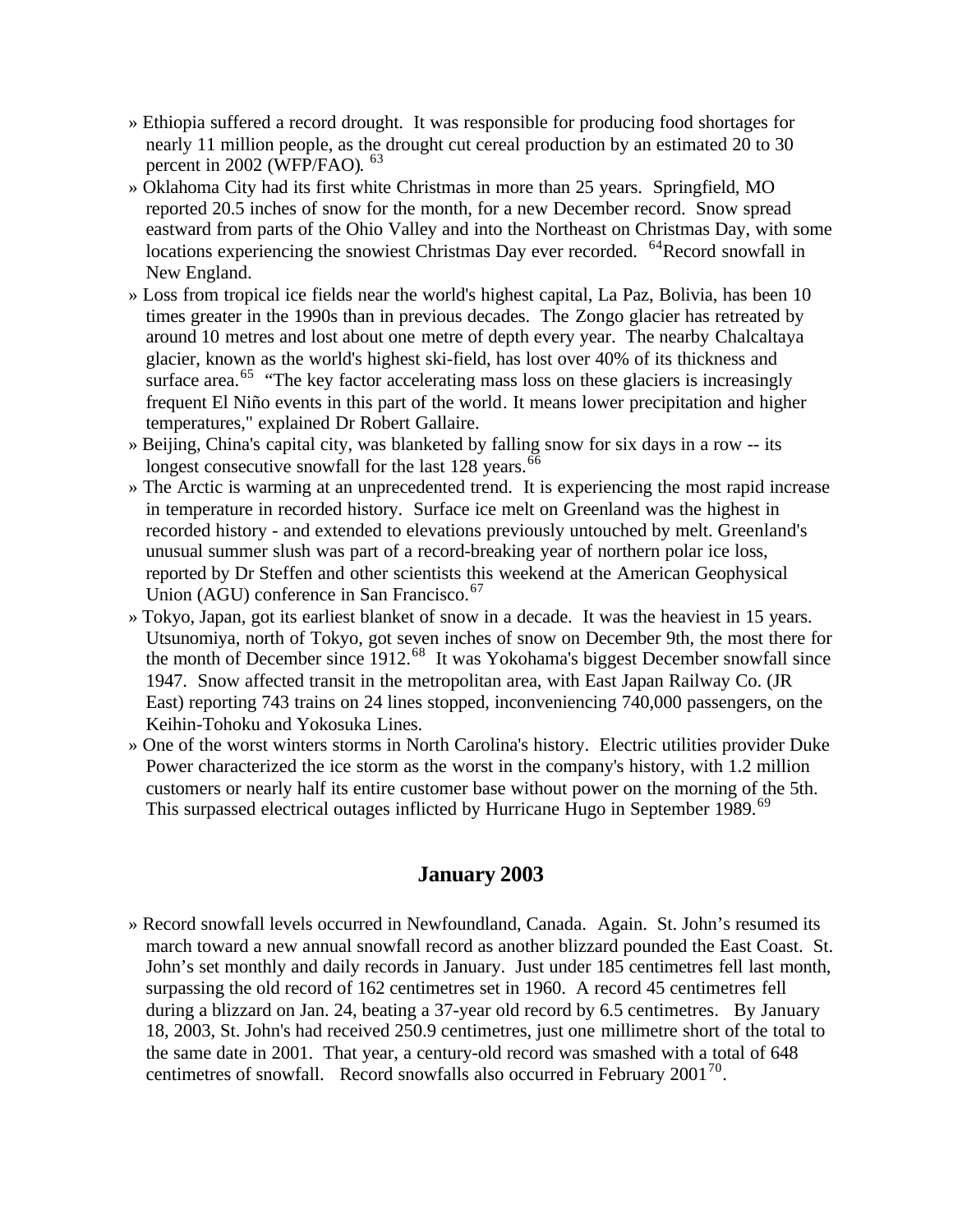» Ethiopia suffered a record drought. It was responsible for producing food shortages for nearly 11 million people, as the drought cut cereal production by an estimated 20 to 30 percent in 2002 (WFP/FAO).[63]

» Oklahoma City had its first white Christmas in more than 25 years. Springfield, MO reported 20.5 inches of snow for the month, for a new December record. Snow spread eastward from parts of the Ohio Valley and into the Northeast on Christmas Day, with some locations experiencing the snowiest Christmas Day ever recorded. [64]Record snowfall in New England.

» Loss from tropical ice fields near the world's highest capital, La Paz, Bolivia, has been 10 times greater in the 1990s than in previous decades. The Zongo glacier has retreated by around 10 metres and lost about one metre of depth every year. The nearby Chalcaltaya glacier, known as the world's highest ski-field, has lost over 40% of its thickness and surface area.[65] "The key factor accelerating mass loss on these glaciers is increasingly frequent El Niño events in this part of the world. It means lower precipitation and higher temperatures," explained Dr Robert Gallaire.

» Beijing, China's capital city, was blanketed by falling snow for six days in a row -- its longest consecutive snowfall for the last 128 years.[66]

» The Arctic is warming at an unprecedented trend. It is experiencing the most rapid increase in temperature in recorded history. Surface ice melt on Greenland was the highest in recorded history - and extended to elevations previously untouched by melt. Greenland's unusual summer slush was part of a record-breaking year of northern polar ice loss, reported by Dr Steffen and other scientists this weekend at the American Geophysical Union (AGU) conference in San Francisco.[67]

» Tokyo, Japan, got its earliest blanket of snow in a decade. It was the heaviest in 15 years. Utsunomiya, north of Tokyo, got seven inches of snow on December 9th, the most there for the month of December since 1912.[68] It was Yokohama's biggest December snowfall since 1947. Snow affected transit in the metropolitan area, with East Japan Railway Co. (JR East) reporting 743 trains on 24 lines stopped, inconveniencing 740,000 passengers, on the Keihin-Tohoku and Yokosuka Lines.

» One of the worst winters storms in North Carolina's history. Electric utilities provider Duke Power characterized the ice storm as the worst in the company's history, with 1.2 million customers or nearly half its entire customer base without power on the morning of the 5th. This surpassed electrical outages inflicted by Hurricane Hugo in September 1989.[69]

## January 2003

» Record snowfall levels occurred in Newfoundland, Canada. Again. St. John's resumed its march toward a new annual snowfall record as another blizzard pounded the East Coast. St. John's set monthly and daily records in January. Just under 185 centimetres fell last month, surpassing the old record of 162 centimetres set in 1960. A record 45 centimetres fell during a blizzard on Jan. 24, beating a 37-year old record by 6.5 centimetres. By January 18, 2003, St. John's had received 250.9 centimetres, just one millimetre short of the total to the same date in 2001. That year, a century-old record was smashed with a total of 648 centimetres of snowfall. Record snowfalls also occurred in February 2001[70].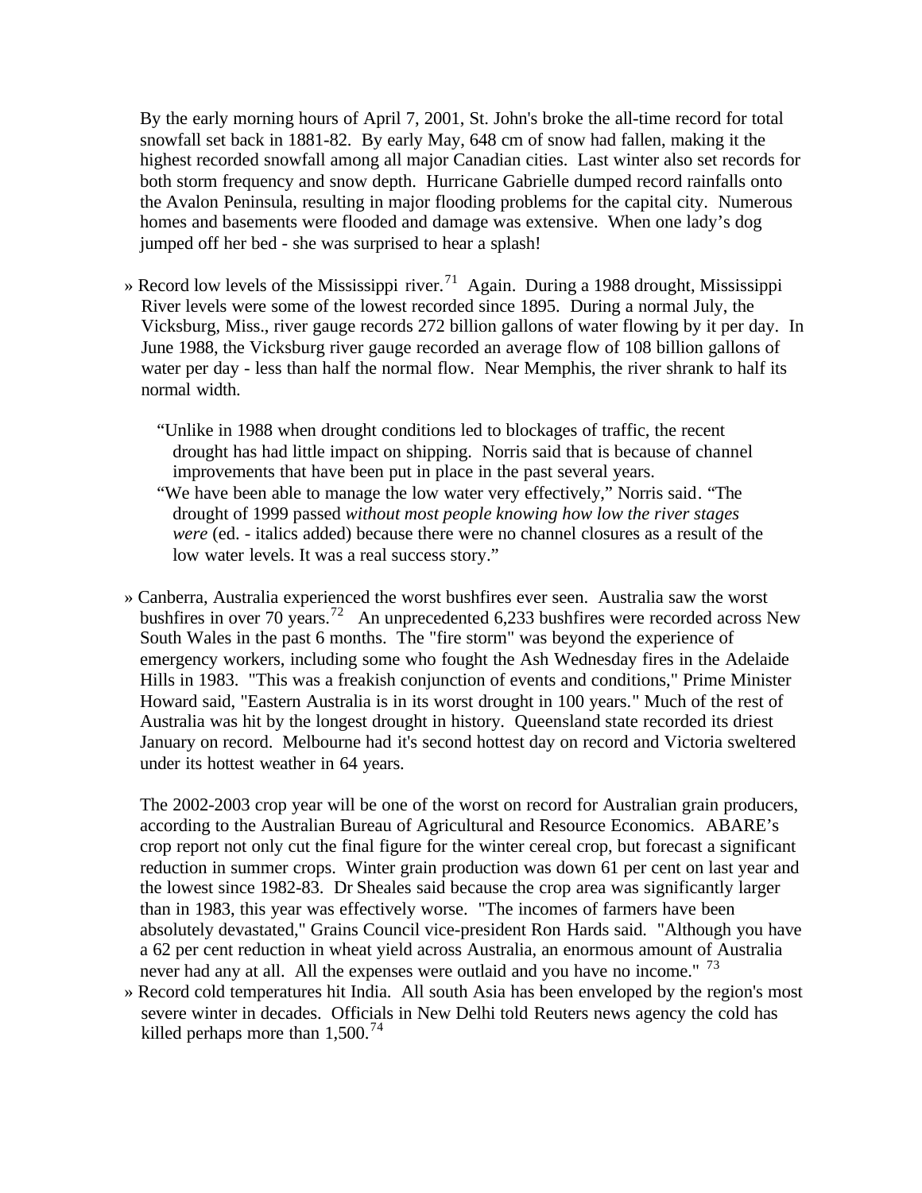By the early morning hours of April 7, 2001, St. John's broke the all-time record for total snowfall set back in 1881-82. By early May, 648 cm of snow had fallen, making it the highest recorded snowfall among all major Canadian cities. Last winter also set records for both storm frequency and snow depth. Hurricane Gabrielle dumped record rainfalls onto the Avalon Peninsula, resulting in major flooding problems for the capital city. Numerous homes and basements were flooded and damage was extensive. When one lady's dog jumped off her bed - she was surprised to hear a splash!

» Record low levels of the Mississippi river.[71] Again. During a 1988 drought, Mississippi River levels were some of the lowest recorded since 1895. During a normal July, the Vicksburg, Miss., river gauge records 272 billion gallons of water flowing by it per day. In June 1988, the Vicksburg river gauge recorded an average flow of 108 billion gallons of water per day - less than half the normal flow. Near Memphis, the river shrank to half its normal width.

> "Unlike in 1988 when drought conditions led to blockages of traffic, the recent drought has had little impact on shipping. Norris said that is because of channel improvements that have been put in place in the past several years.
>
> "We have been able to manage the low water very effectively," Norris said. "The drought of 1999 passed *without most people knowing how low the river stages were* (ed. - italics added) because there were no channel closures as a result of the low water levels. It was a real success story."

» Canberra, Australia experienced the worst bushfires ever seen. Australia saw the worst bushfires in over 70 years.[72] An unprecedented 6,233 bushfires were recorded across New South Wales in the past 6 months. The "fire storm" was beyond the experience of emergency workers, including some who fought the Ash Wednesday fires in the Adelaide Hills in 1983. "This was a freakish conjunction of events and conditions," Prime Minister Howard said, "Eastern Australia is in its worst drought in 100 years." Much of the rest of Australia was hit by the longest drought in history. Queensland state recorded its driest January on record. Melbourne had it's second hottest day on record and Victoria sweltered under its hottest weather in 64 years.

The 2002-2003 crop year will be one of the worst on record for Australian grain producers, according to the Australian Bureau of Agricultural and Resource Economics. ABARE's crop report not only cut the final figure for the winter cereal crop, but forecast a significant reduction in summer crops. Winter grain production was down 61 per cent on last year and the lowest since 1982-83. Dr Sheales said because the crop area was significantly larger than in 1983, this year was effectively worse. "The incomes of farmers have been absolutely devastated," Grains Council vice-president Ron Hards said. "Although you have a 62 per cent reduction in wheat yield across Australia, an enormous amount of Australia never had any at all. All the expenses were outlaid and you have no income." [73]

» Record cold temperatures hit India. All south Asia has been enveloped by the region's most severe winter in decades. Officials in New Delhi told Reuters news agency the cold has killed perhaps more than 1,500.[74]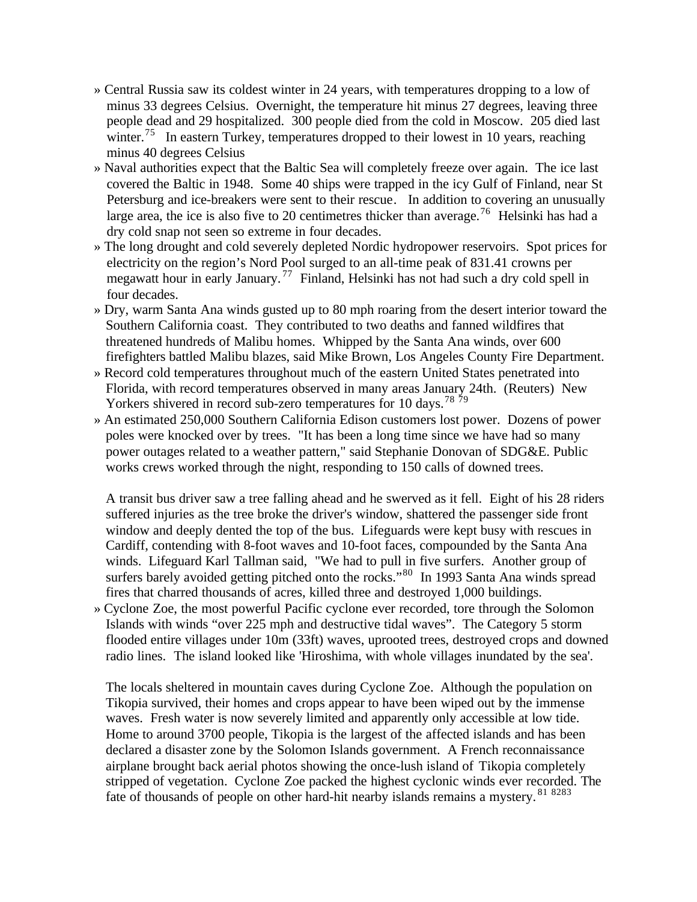» Central Russia saw its coldest winter in 24 years, with temperatures dropping to a low of minus 33 degrees Celsius. Overnight, the temperature hit minus 27 degrees, leaving three people dead and 29 hospitalized. 300 people died from the cold in Moscow. 205 died last winter.[75] In eastern Turkey, temperatures dropped to their lowest in 10 years, reaching minus 40 degrees Celsius

» Naval authorities expect that the Baltic Sea will completely freeze over again. The ice last covered the Baltic in 1948. Some 40 ships were trapped in the icy Gulf of Finland, near St Petersburg and ice-breakers were sent to their rescue. In addition to covering an unusually large area, the ice is also five to 20 centimetres thicker than average.[76] Helsinki has had a dry cold snap not seen so extreme in four decades.

» The long drought and cold severely depleted Nordic hydropower reservoirs. Spot prices for electricity on the region's Nord Pool surged to an all-time peak of 831.41 crowns per megawatt hour in early January.[77] Finland, Helsinki has not had such a dry cold spell in four decades.

» Dry, warm Santa Ana winds gusted up to 80 mph roaring from the desert interior toward the Southern California coast. They contributed to two deaths and fanned wildfires that threatened hundreds of Malibu homes. Whipped by the Santa Ana winds, over 600 firefighters battled Malibu blazes, said Mike Brown, Los Angeles County Fire Department.

» Record cold temperatures throughout much of the eastern United States penetrated into Florida, with record temperatures observed in many areas January 24th. (Reuters) New Yorkers shivered in record sub-zero temperatures for 10 days.[78 79]

» An estimated 250,000 Southern California Edison customers lost power. Dozens of power poles were knocked over by trees. "It has been a long time since we have had so many power outages related to a weather pattern," said Stephanie Donovan of SDG&E. Public works crews worked through the night, responding to 150 calls of downed trees.

  A transit bus driver saw a tree falling ahead and he swerved as it fell. Eight of his 28 riders suffered injuries as the tree broke the driver's window, shattered the passenger side front window and deeply dented the top of the bus. Lifeguards were kept busy with rescues in Cardiff, contending with 8-foot waves and 10-foot faces, compounded by the Santa Ana winds. Lifeguard Karl Tallman said, "We had to pull in five surfers. Another group of surfers barely avoided getting pitched onto the rocks."[80] In 1993 Santa Ana winds spread fires that charred thousands of acres, killed three and destroyed 1,000 buildings.

» Cyclone Zoe, the most powerful Pacific cyclone ever recorded, tore through the Solomon Islands with winds "over 225 mph and destructive tidal waves". The Category 5 storm flooded entire villages under 10m (33ft) waves, uprooted trees, destroyed crops and downed radio lines. The island looked like 'Hiroshima, with whole villages inundated by the sea'.

  The locals sheltered in mountain caves during Cyclone Zoe. Although the population on Tikopia survived, their homes and crops appear to have been wiped out by the immense waves. Fresh water is now severely limited and apparently only accessible at low tide. Home to around 3700 people, Tikopia is the largest of the affected islands and has been declared a disaster zone by the Solomon Islands government. A French reconnaissance airplane brought back aerial photos showing the once-lush island of Tikopia completely stripped of vegetation. Cyclone Zoe packed the highest cyclonic winds ever recorded. The fate of thousands of people on other hard-hit nearby islands remains a mystery.[81 8283]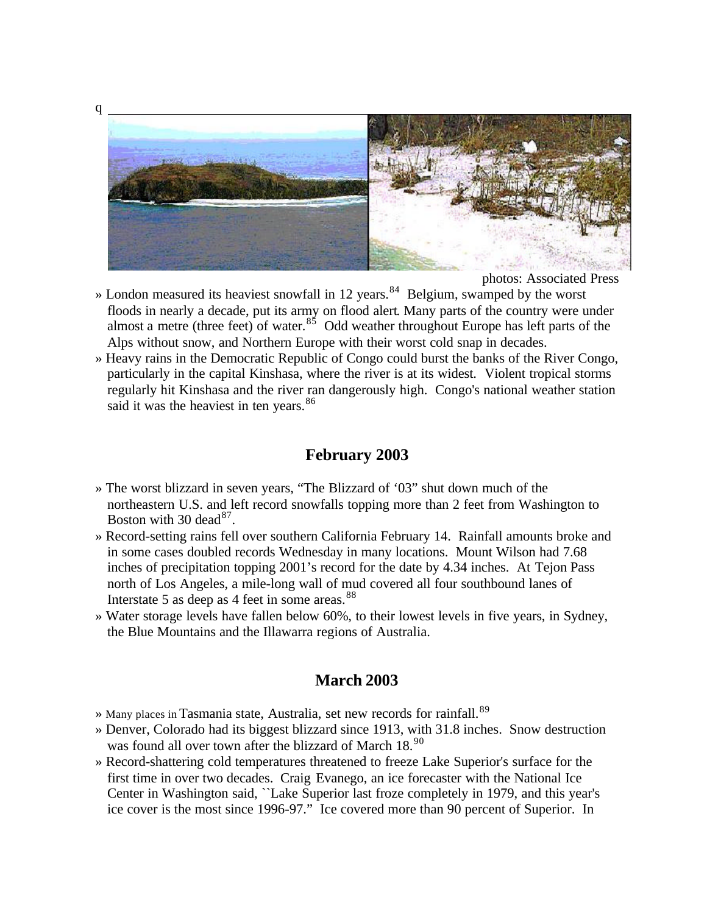q

photos: Associated Press

» London measured its heaviest snowfall in 12 years.[84] Belgium, swamped by the worst floods in nearly a decade, put its army on flood alert. Many parts of the country were under almost a metre (three feet) of water.[85] Odd weather throughout Europe has left parts of the Alps without snow, and Northern Europe with their worst cold snap in decades.

» Heavy rains in the Democratic Republic of Congo could burst the banks of the River Congo, particularly in the capital Kinshasa, where the river is at its widest. Violent tropical storms regularly hit Kinshasa and the river ran dangerously high. Congo's national weather station said it was the heaviest in ten years.[86]

## February 2003

» The worst blizzard in seven years, "The Blizzard of '03" shut down much of the northeastern U.S. and left record snowfalls topping more than 2 feet from Washington to Boston with 30 dead[87].

» Record-setting rains fell over southern California February 14. Rainfall amounts broke and in some cases doubled records Wednesday in many locations. Mount Wilson had 7.68 inches of precipitation topping 2001's record for the date by 4.34 inches. At Tejon Pass north of Los Angeles, a mile-long wall of mud covered all four southbound lanes of Interstate 5 as deep as 4 feet in some areas.[88]

» Water storage levels have fallen below 60%, to their lowest levels in five years, in Sydney, the Blue Mountains and the Illawarra regions of Australia.

## March 2003

» Many places in Tasmania state, Australia, set new records for rainfall.[89]

» Denver, Colorado had its biggest blizzard since 1913, with 31.8 inches. Snow destruction was found all over town after the blizzard of March 18.[90]

» Record-shattering cold temperatures threatened to freeze Lake Superior's surface for the first time in over two decades. Craig Evanego, an ice forecaster with the National Ice Center in Washington said, ``Lake Superior last froze completely in 1979, and this year's ice cover is the most since 1996-97." Ice covered more than 90 percent of Superior. In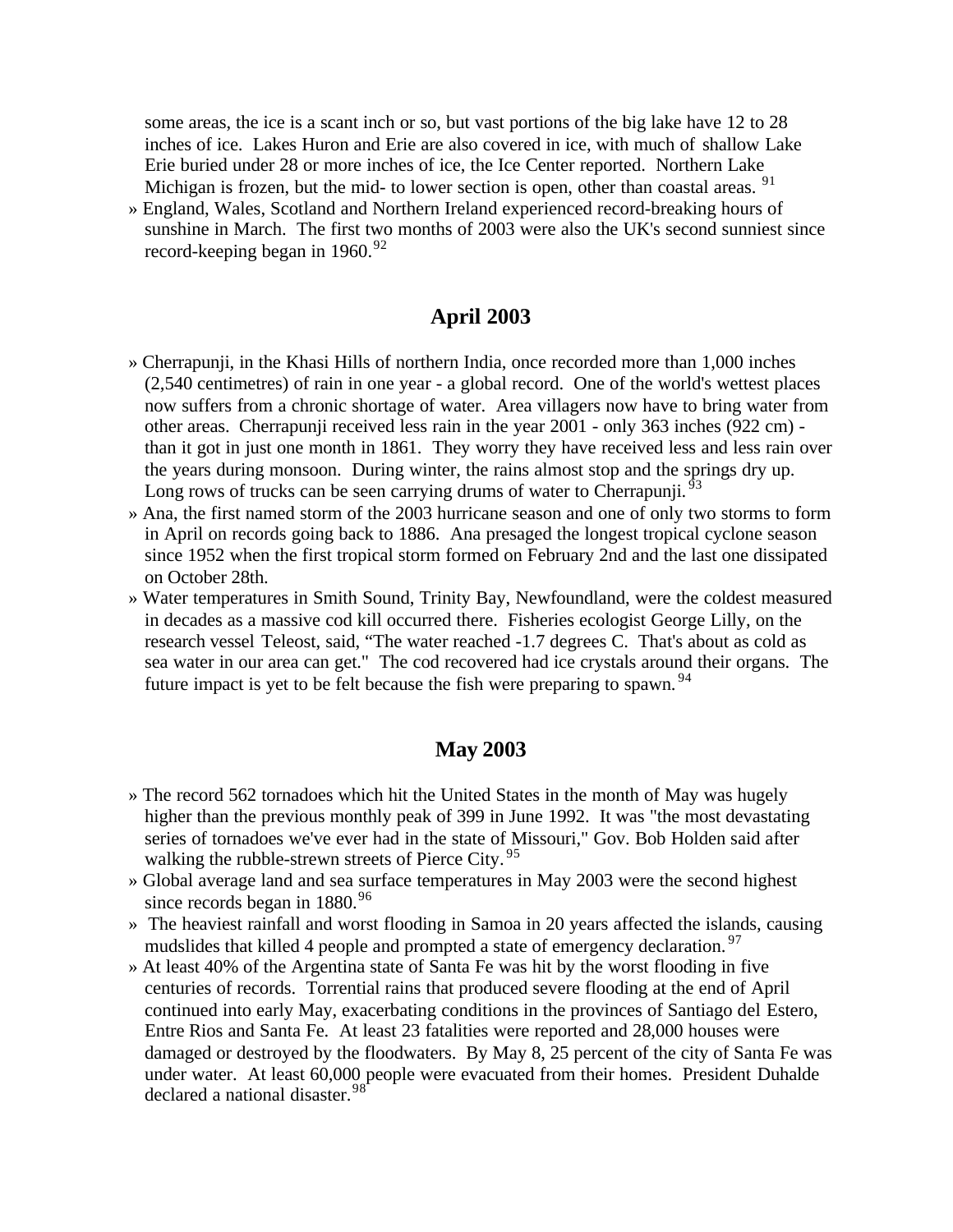some areas, the ice is a scant inch or so, but vast portions of the big lake have 12 to 28 inches of ice. Lakes Huron and Erie are also covered in ice, with much of shallow Lake Erie buried under 28 or more inches of ice, the Ice Center reported. Northern Lake Michigan is frozen, but the mid- to lower section is open, other than coastal areas. [91]

» England, Wales, Scotland and Northern Ireland experienced record-breaking hours of sunshine in March. The first two months of 2003 were also the UK's second sunniest since record-keeping began in 1960. [92]

## April 2003

» Cherrapunji, in the Khasi Hills of northern India, once recorded more than 1,000 inches (2,540 centimetres) of rain in one year - a global record. One of the world's wettest places now suffers from a chronic shortage of water. Area villagers now have to bring water from other areas. Cherrapunji received less rain in the year 2001 - only 363 inches (922 cm) - than it got in just one month in 1861. They worry they have received less and less rain over the years during monsoon. During winter, the rains almost stop and the springs dry up. Long rows of trucks can be seen carrying drums of water to Cherrapunji. [93]

» Ana, the first named storm of the 2003 hurricane season and one of only two storms to form in April on records going back to 1886. Ana presaged the longest tropical cyclone season since 1952 when the first tropical storm formed on February 2nd and the last one dissipated on October 28th.

» Water temperatures in Smith Sound, Trinity Bay, Newfoundland, were the coldest measured in decades as a massive cod kill occurred there. Fisheries ecologist George Lilly, on the research vessel Teleost, said, "The water reached -1.7 degrees C. That's about as cold as sea water in our area can get." The cod recovered had ice crystals around their organs. The future impact is yet to be felt because the fish were preparing to spawn. [94]

## May 2003

» The record 562 tornadoes which hit the United States in the month of May was hugely higher than the previous monthly peak of 399 in June 1992. It was "the most devastating series of tornadoes we've ever had in the state of Missouri," Gov. Bob Holden said after walking the rubble-strewn streets of Pierce City. [95]

» Global average land and sea surface temperatures in May 2003 were the second highest since records began in 1880. [96]

» The heaviest rainfall and worst flooding in Samoa in 20 years affected the islands, causing mudslides that killed 4 people and prompted a state of emergency declaration. [97]

» At least 40% of the Argentina state of Santa Fe was hit by the worst flooding in five centuries of records. Torrential rains that produced severe flooding at the end of April continued into early May, exacerbating conditions in the provinces of Santiago del Estero, Entre Rios and Santa Fe. At least 23 fatalities were reported and 28,000 houses were damaged or destroyed by the floodwaters. By May 8, 25 percent of the city of Santa Fe was under water. At least 60,000 people were evacuated from their homes. President Duhalde declared a national disaster. [98]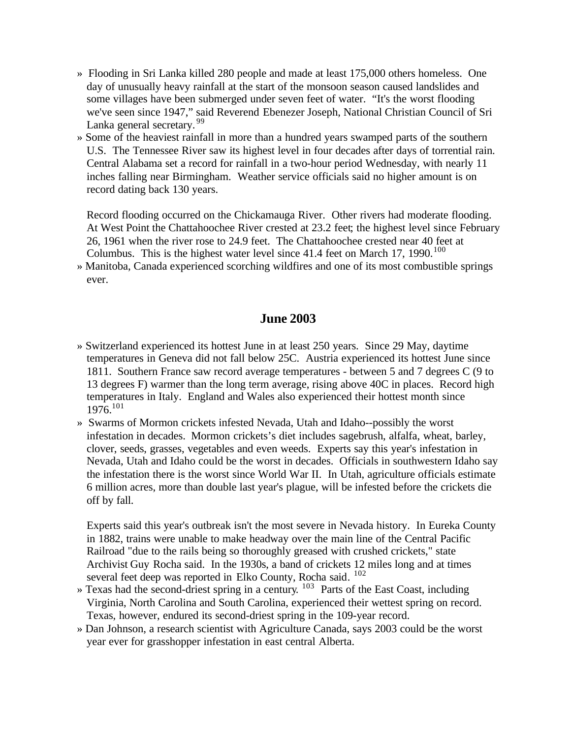- Flooding in Sri Lanka killed 280 people and made at least 175,000 others homeless. One day of unusually heavy rainfall at the start of the monsoon season caused landslides and some villages have been submerged under seven feet of water. "It's the worst flooding we've seen since 1947," said Reverend Ebenezer Joseph, National Christian Council of Sri Lanka general secretary.[99]
- Some of the heaviest rainfall in more than a hundred years swamped parts of the southern U.S. The Tennessee River saw its highest level in four decades after days of torrential rain. Central Alabama set a record for rainfall in a two-hour period Wednesday, with nearly 11 inches falling near Birmingham. Weather service officials said no higher amount is on record dating back 130 years.

  Record flooding occurred on the Chickamauga River. Other rivers had moderate flooding. At West Point the Chattahoochee River crested at 23.2 feet; the highest level since February 26, 1961 when the river rose to 24.9 feet. The Chattahoochee crested near 40 feet at Columbus. This is the highest water level since 41.4 feet on March 17, 1990.[100]
- Manitoba, Canada experienced scorching wildfires and one of its most combustible springs ever.

## June 2003

- Switzerland experienced its hottest June in at least 250 years. Since 29 May, daytime temperatures in Geneva did not fall below 25C. Austria experienced its hottest June since 1811. Southern France saw record average temperatures - between 5 and 7 degrees C (9 to 13 degrees F) warmer than the long term average, rising above 40C in places. Record high temperatures in Italy. England and Wales also experienced their hottest month since 1976.[101]
- Swarms of Mormon crickets infested Nevada, Utah and Idaho--possibly the worst infestation in decades. Mormon crickets's diet includes sagebrush, alfalfa, wheat, barley, clover, seeds, grasses, vegetables and even weeds. Experts say this year's infestation in Nevada, Utah and Idaho could be the worst in decades. Officials in southwestern Idaho say the infestation there is the worst since World War II. In Utah, agriculture officials estimate 6 million acres, more than double last year's plague, will be infested before the crickets die off by fall.

  Experts said this year's outbreak isn't the most severe in Nevada history. In Eureka County in 1882, trains were unable to make headway over the main line of the Central Pacific Railroad "due to the rails being so thoroughly greased with crushed crickets," state Archivist Guy Rocha said. In the 1930s, a band of crickets 12 miles long and at times several feet deep was reported in Elko County, Rocha said.[102]
- Texas had the second-driest spring in a century.[103] Parts of the East Coast, including Virginia, North Carolina and South Carolina, experienced their wettest spring on record. Texas, however, endured its second-driest spring in the 109-year record.
- Dan Johnson, a research scientist with Agriculture Canada, says 2003 could be the worst year ever for grasshopper infestation in east central Alberta.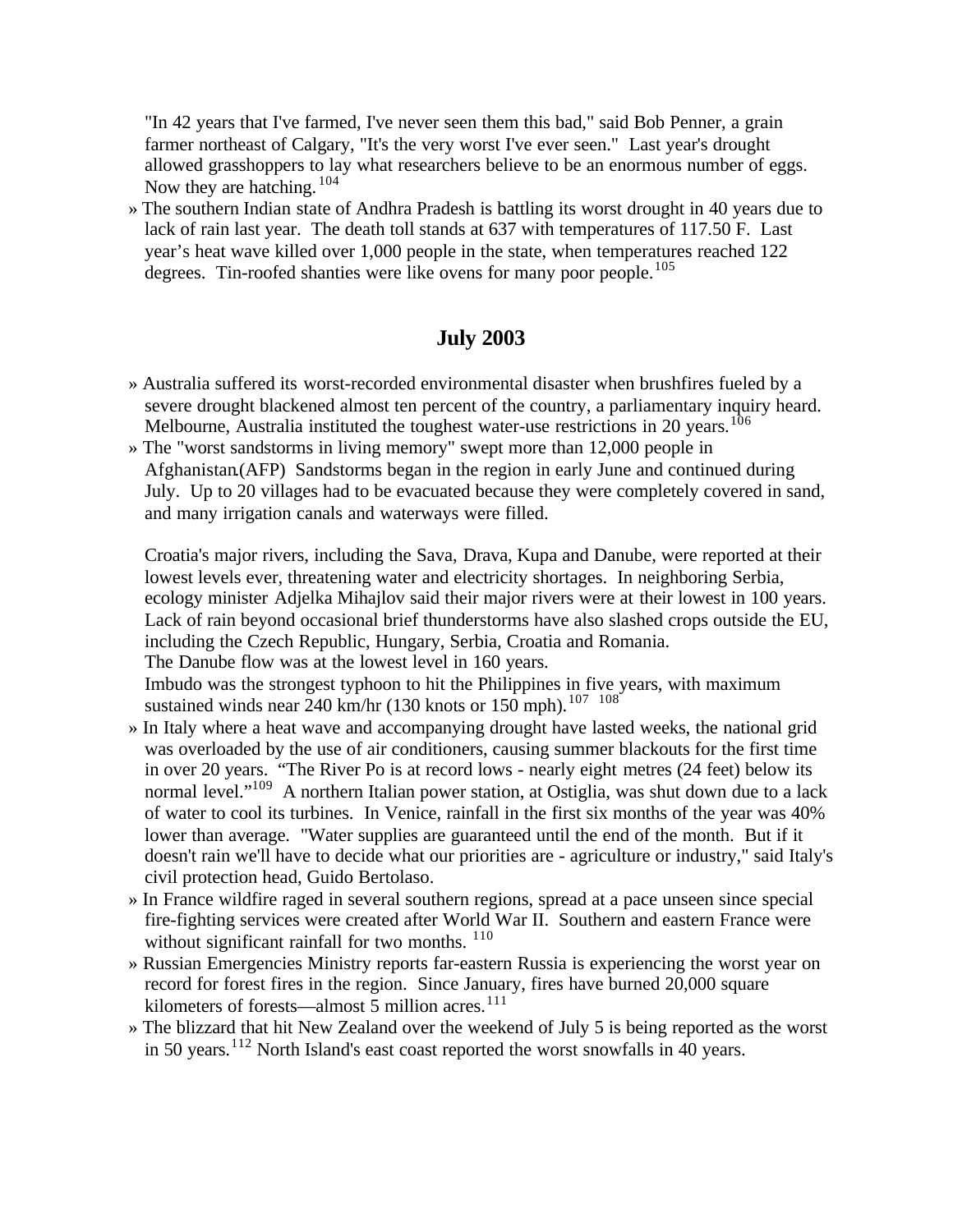"In 42 years that I've farmed, I've never seen them this bad," said Bob Penner, a grain farmer northeast of Calgary, "It's the very worst I've ever seen." Last year's drought allowed grasshoppers to lay what researchers believe to be an enormous number of eggs. Now they are hatching.[104]

» The southern Indian state of Andhra Pradesh is battling its worst drought in 40 years due to lack of rain last year. The death toll stands at 637 with temperatures of 117.50 F. Last year's heat wave killed over 1,000 people in the state, when temperatures reached 122 degrees. Tin-roofed shanties were like ovens for many poor people.[105]

## July 2003

» Australia suffered its worst-recorded environmental disaster when brushfires fueled by a severe drought blackened almost ten percent of the country, a parliamentary inquiry heard. Melbourne, Australia instituted the toughest water-use restrictions in 20 years.[106]

» The "worst sandstorms in living memory" swept more than 12,000 people in Afghanistan.(AFP) Sandstorms began in the region in early June and continued during July. Up to 20 villages had to be evacuated because they were completely covered in sand, and many irrigation canals and waterways were filled.

Croatia's major rivers, including the Sava, Drava, Kupa and Danube, were reported at their lowest levels ever, threatening water and electricity shortages. In neighboring Serbia, ecology minister Adjelka Mihajlov said their major rivers were at their lowest in 100 years. Lack of rain beyond occasional brief thunderstorms have also slashed crops outside the EU, including the Czech Republic, Hungary, Serbia, Croatia and Romania.
The Danube flow was at the lowest level in 160 years.
Imbudo was the strongest typhoon to hit the Philippines in five years, with maximum sustained winds near 240 km/hr (130 knots or 150 mph).[107] [108]

» In Italy where a heat wave and accompanying drought have lasted weeks, the national grid was overloaded by the use of air conditioners, causing summer blackouts for the first time in over 20 years. "The River Po is at record lows - nearly eight metres (24 feet) below its normal level."[109] A northern Italian power station, at Ostiglia, was shut down due to a lack of water to cool its turbines. In Venice, rainfall in the first six months of the year was 40% lower than average. "Water supplies are guaranteed until the end of the month. But if it doesn't rain we'll have to decide what our priorities are - agriculture or industry," said Italy's civil protection head, Guido Bertolaso.

» In France wildfire raged in several southern regions, spread at a pace unseen since special fire-fighting services were created after World War II. Southern and eastern France were without significant rainfall for two months.[110]

» Russian Emergencies Ministry reports far-eastern Russia is experiencing the worst year on record for forest fires in the region. Since January, fires have burned 20,000 square kilometers of forests—almost 5 million acres.[111]

» The blizzard that hit New Zealand over the weekend of July 5 is being reported as the worst in 50 years.[112] North Island's east coast reported the worst snowfalls in 40 years.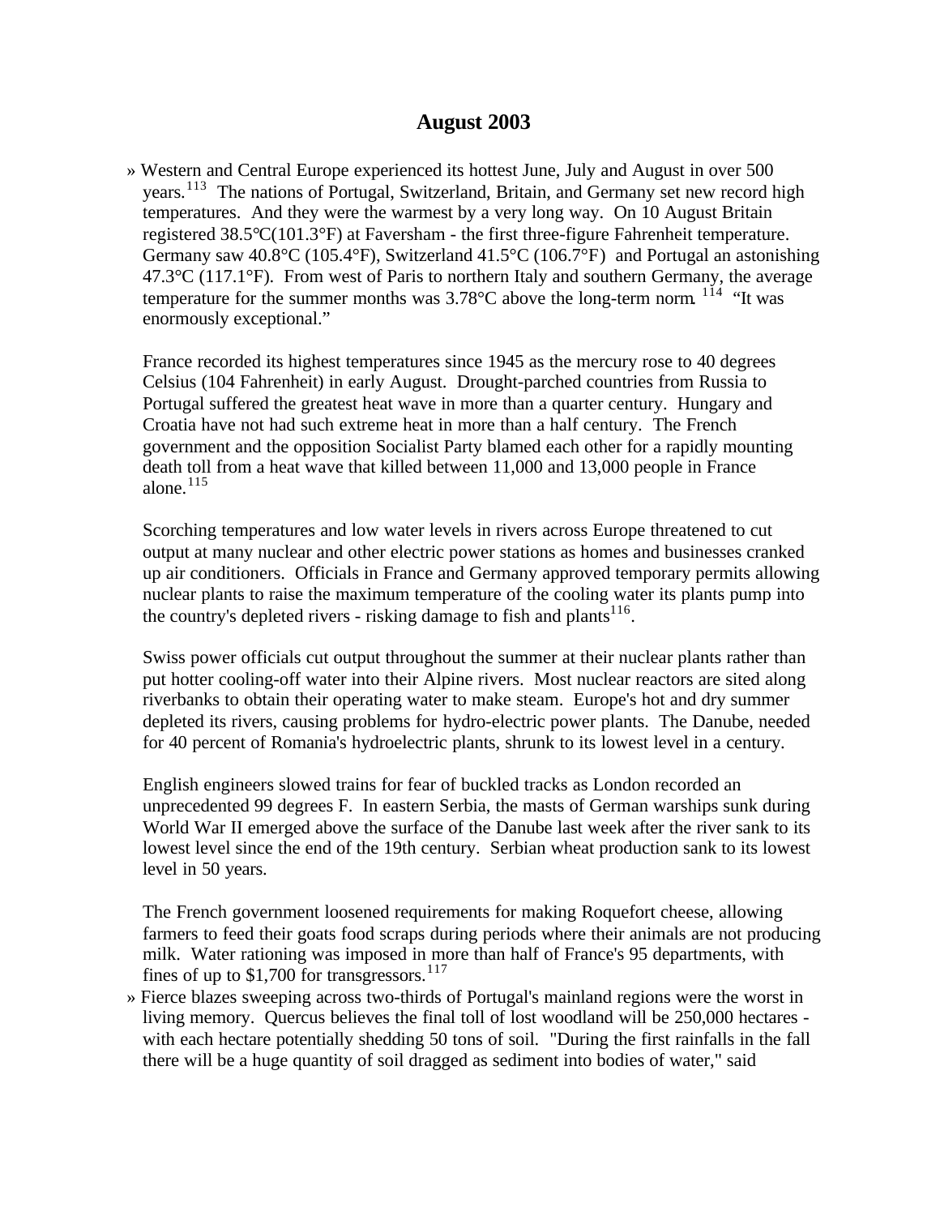## August 2003

» Western and Central Europe experienced its hottest June, July and August in over 500 years.[113] The nations of Portugal, Switzerland, Britain, and Germany set new record high temperatures. And they were the warmest by a very long way. On 10 August Britain registered 38.5°C(101.3°F) at Faversham - the first three-figure Fahrenheit temperature. Germany saw 40.8°C (105.4°F), Switzerland 41.5°C (106.7°F) and Portugal an astonishing 47.3°C (117.1°F). From west of Paris to northern Italy and southern Germany, the average temperature for the summer months was 3.78°C above the long-term norm.[114] "It was enormously exceptional."

France recorded its highest temperatures since 1945 as the mercury rose to 40 degrees Celsius (104 Fahrenheit) in early August. Drought-parched countries from Russia to Portugal suffered the greatest heat wave in more than a quarter century. Hungary and Croatia have not had such extreme heat in more than a half century. The French government and the opposition Socialist Party blamed each other for a rapidly mounting death toll from a heat wave that killed between 11,000 and 13,000 people in France alone.[115]

Scorching temperatures and low water levels in rivers across Europe threatened to cut output at many nuclear and other electric power stations as homes and businesses cranked up air conditioners. Officials in France and Germany approved temporary permits allowing nuclear plants to raise the maximum temperature of the cooling water its plants pump into the country's depleted rivers - risking damage to fish and plants[116].

Swiss power officials cut output throughout the summer at their nuclear plants rather than put hotter cooling-off water into their Alpine rivers. Most nuclear reactors are sited along riverbanks to obtain their operating water to make steam. Europe's hot and dry summer depleted its rivers, causing problems for hydro-electric power plants. The Danube, needed for 40 percent of Romania's hydroelectric plants, shrunk to its lowest level in a century.

English engineers slowed trains for fear of buckled tracks as London recorded an unprecedented 99 degrees F. In eastern Serbia, the masts of German warships sunk during World War II emerged above the surface of the Danube last week after the river sank to its lowest level since the end of the 19th century. Serbian wheat production sank to its lowest level in 50 years.

The French government loosened requirements for making Roquefort cheese, allowing farmers to feed their goats food scraps during periods where their animals are not producing milk. Water rationing was imposed in more than half of France's 95 departments, with fines of up to $1,700 for transgressors.[117]

» Fierce blazes sweeping across two-thirds of Portugal's mainland regions were the worst in living memory. Quercus believes the final toll of lost woodland will be 250,000 hectares - with each hectare potentially shedding 50 tons of soil. "During the first rainfalls in the fall there will be a huge quantity of soil dragged as sediment into bodies of water," said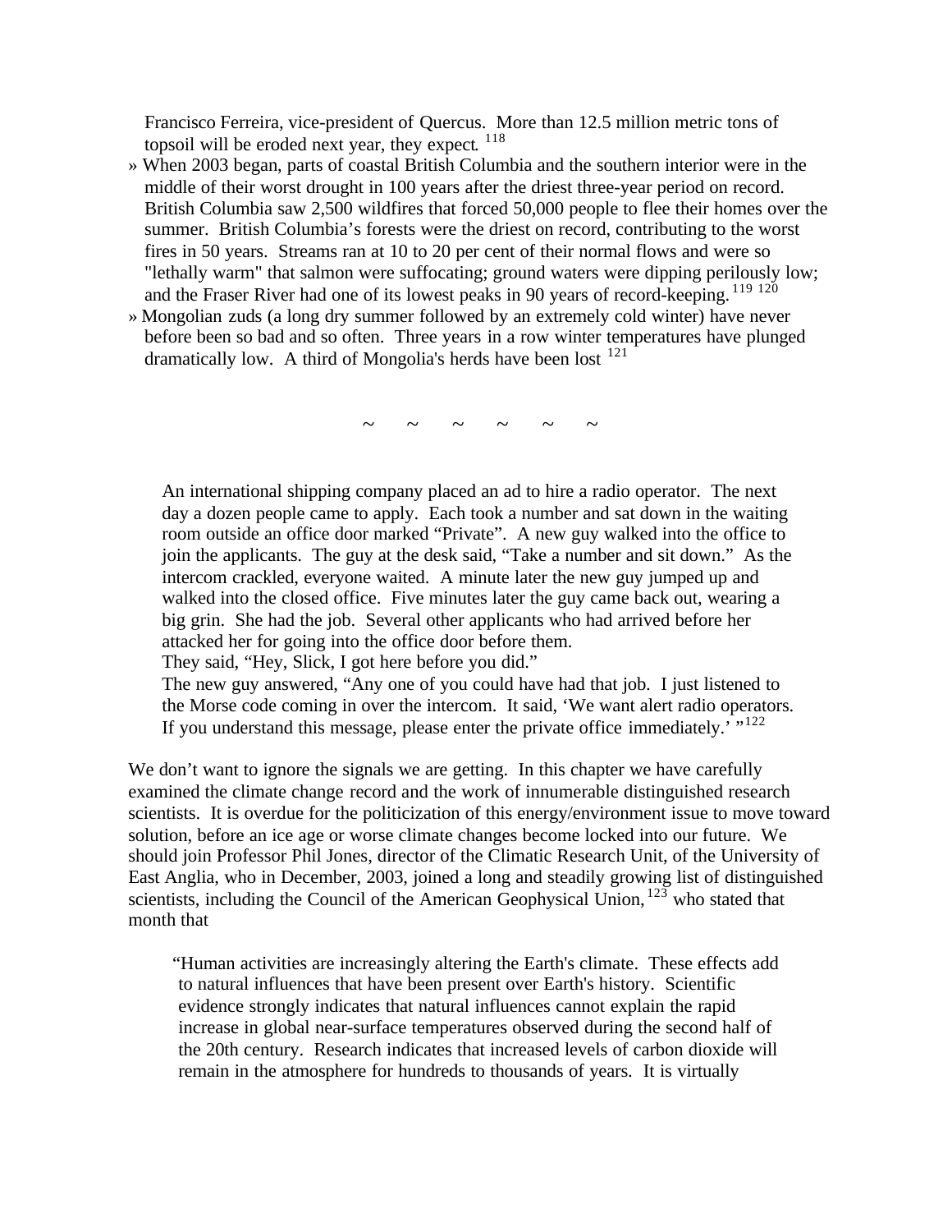Francisco Ferreira, vice-president of Quercus. More than 12.5 million metric tons of topsoil will be eroded next year, they expect.[118]

- When 2003 began, parts of coastal British Columbia and the southern interior were in the middle of their worst drought in 100 years after the driest three-year period on record. British Columbia saw 2,500 wildfires that forced 50,000 people to flee their homes over the summer. British Columbia's forests were the driest on record, contributing to the worst fires in 50 years. Streams ran at 10 to 20 per cent of their normal flows and were so "lethally warm" that salmon were suffocating; ground waters were dipping perilously low; and the Fraser River had one of its lowest peaks in 90 years of record-keeping.[119] [120]
- Mongolian zuds (a long dry summer followed by an extremely cold winter) have never before been so bad and so often. Three years in a row winter temperatures have plunged dramatically low. A third of Mongolia's herds have been lost [121]

~ ~ ~ ~ ~ ~

> An international shipping company placed an ad to hire a radio operator. The next day a dozen people came to apply. Each took a number and sat down in the waiting room outside an office door marked "Private". A new guy walked into the office to join the applicants. The guy at the desk said, "Take a number and sit down." As the intercom crackled, everyone waited. A minute later the new guy jumped up and walked into the closed office. Five minutes later the guy came back out, wearing a big grin. She had the job. Several other applicants who had arrived before her attacked her for going into the office door before them.
> They said, "Hey, Slick, I got here before you did."
> The new guy answered, "Any one of you could have had that job. I just listened to the Morse code coming in over the intercom. It said, 'We want alert radio operators. If you understand this message, please enter the private office immediately.' "[122]

We don't want to ignore the signals we are getting. In this chapter we have carefully examined the climate change record and the work of innumerable distinguished research scientists. It is overdue for the politicization of this energy/environment issue to move toward solution, before an ice age or worse climate changes become locked into our future. We should join Professor Phil Jones, director of the Climatic Research Unit, of the University of East Anglia, who in December, 2003, joined a long and steadily growing list of distinguished scientists, including the Council of the American Geophysical Union,[123] who stated that month that

> "Human activities are increasingly altering the Earth's climate. These effects add to natural influences that have been present over Earth's history. Scientific evidence strongly indicates that natural influences cannot explain the rapid increase in global near-surface temperatures observed during the second half of the 20th century. Research indicates that increased levels of carbon dioxide will remain in the atmosphere for hundreds to thousands of years. It is virtually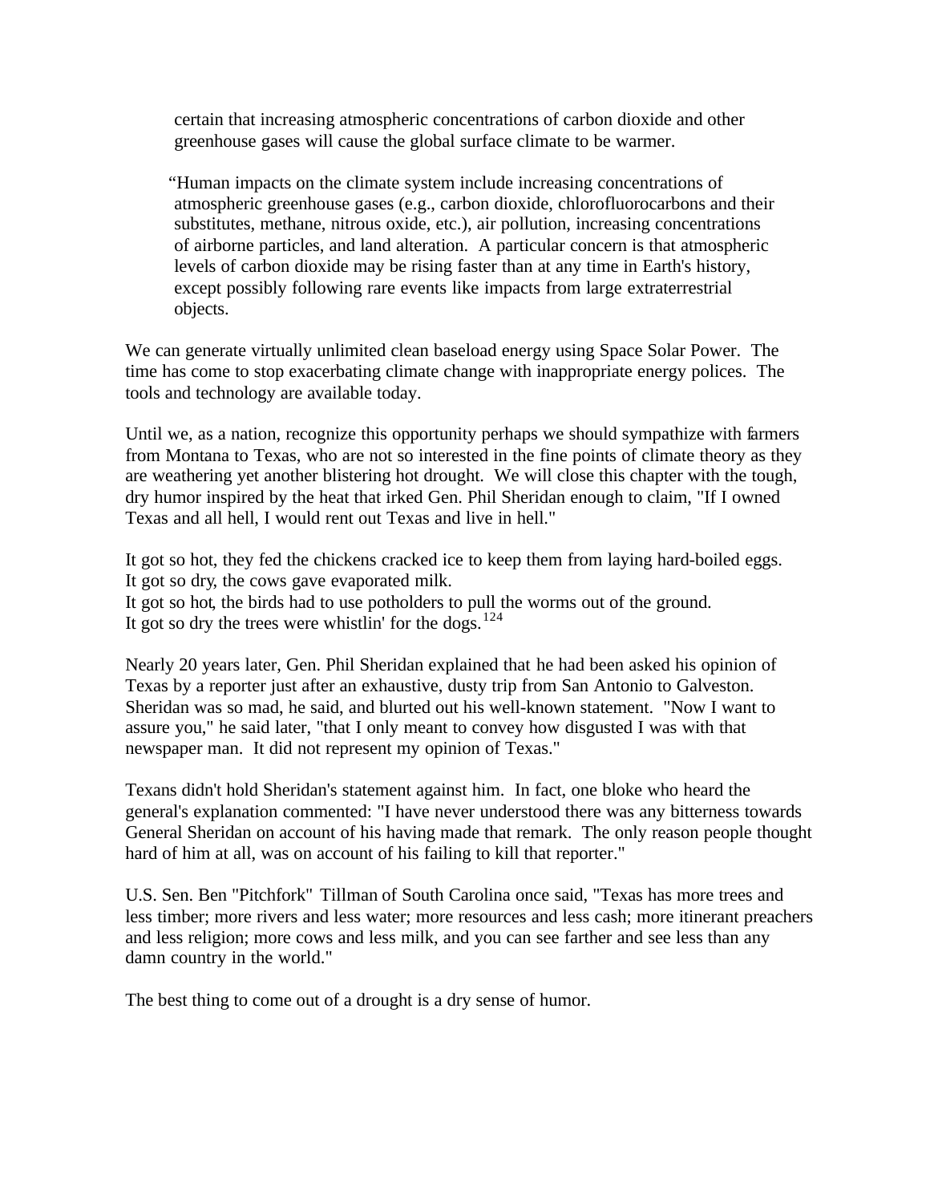> certain that increasing atmospheric concentrations of carbon dioxide and other greenhouse gases will cause the global surface climate to be warmer.
>
> "Human impacts on the climate system include increasing concentrations of atmospheric greenhouse gases (e.g., carbon dioxide, chlorofluorocarbons and their substitutes, methane, nitrous oxide, etc.), air pollution, increasing concentrations of airborne particles, and land alteration. A particular concern is that atmospheric levels of carbon dioxide may be rising faster than at any time in Earth's history, except possibly following rare events like impacts from large extraterrestrial objects.

We can generate virtually unlimited clean baseload energy using Space Solar Power. The time has come to stop exacerbating climate change with inappropriate energy polices. The tools and technology are available today.

Until we, as a nation, recognize this opportunity perhaps we should sympathize with farmers from Montana to Texas, who are not so interested in the fine points of climate theory as they are weathering yet another blistering hot drought. We will close this chapter with the tough, dry humor inspired by the heat that irked Gen. Phil Sheridan enough to claim, "If I owned Texas and all hell, I would rent out Texas and live in hell."

It got so hot, they fed the chickens cracked ice to keep them from laying hard-boiled eggs.
It got so dry, the cows gave evaporated milk.
It got so hot, the birds had to use potholders to pull the worms out of the ground.
It got so dry the trees were whistlin' for the dogs.[124]

Nearly 20 years later, Gen. Phil Sheridan explained that he had been asked his opinion of Texas by a reporter just after an exhaustive, dusty trip from San Antonio to Galveston. Sheridan was so mad, he said, and blurted out his well-known statement. "Now I want to assure you," he said later, "that I only meant to convey how disgusted I was with that newspaper man. It did not represent my opinion of Texas."

Texans didn't hold Sheridan's statement against him. In fact, one bloke who heard the general's explanation commented: "I have never understood there was any bitterness towards General Sheridan on account of his having made that remark. The only reason people thought hard of him at all, was on account of his failing to kill that reporter."

U.S. Sen. Ben "Pitchfork" Tillman of South Carolina once said, "Texas has more trees and less timber; more rivers and less water; more resources and less cash; more itinerant preachers and less religion; more cows and less milk, and you can see farther and see less than any damn country in the world."

The best thing to come out of a drought is a dry sense of humor.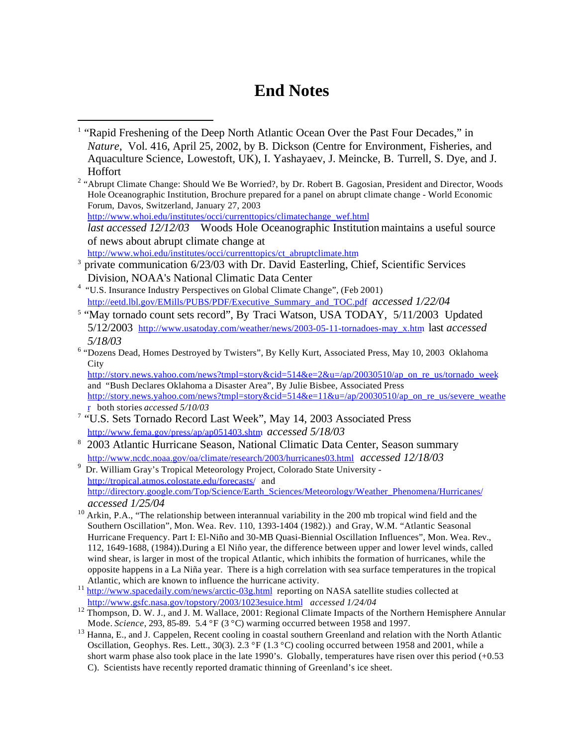# End Notes

[1] “Rapid Freshening of the Deep North Atlantic Ocean Over the Past Four Decades,” in *Nature*, Vol. 416, April 25, 2002, by B. Dickson (Centre for Environment, Fisheries, and Aquaculture Science, Lowestoft, UK), I. Yashayaev, J. Meincke, B. Turrell, S. Dye, and J. Hoffort

[2] “Abrupt Climate Change: Should We Be Worried?, by Dr. Robert B. Gagosian, President and Director, Woods Hole Oceanographic Institution, Brochure prepared for a panel on abrupt climate change - World Economic Forum, Davos, Switzerland, January 27, 2003 http://www.whoi.edu/institutes/occi/currenttopics/climatechange_wef.html *last accessed 12/12/03* Woods Hole Oceanographic Institution maintains a useful source of news about abrupt climate change at http://www.whoi.edu/institutes/occi/currenttopics/ct_abruptclimate.htm

[3] private communication 6/23/03 with Dr. David Easterling, Chief, Scientific Services Division, NOAA's National Climatic Data Center

[4] “U.S. Insurance Industry Perspectives on Global Climate Change”, (Feb 2001) http://eetd.lbl.gov/EMills/PUBS/PDF/Executive_Summary_and_TOC.pdf *accessed 1/22/04*

[5] “May tornado count sets record”, By Traci Watson, USA TODAY, 5/11/2003 Updated 5/12/2003 http://www.usatoday.com/weather/news/2003-05-11-tornadoes-may_x.htm last *accessed 5/18/03*

[6] “Dozens Dead, Homes Destroyed by Twisters”, By Kelly Kurt, Associated Press, May 10, 2003 Oklahoma City http://story.news.yahoo.com/news?tmpl=story&cid=514&e=2&u=/ap/20030510/ap_on_re_us/tornado_week and “Bush Declares Oklahoma a Disaster Area”, By Julie Bisbee, Associated Press http://story.news.yahoo.com/news?tmpl=story&cid=514&e=11&u=/ap/20030510/ap_on_re_us/severe_weather both stories *accessed 5/10/03*

[7] “U.S. Sets Tornado Record Last Week”, May 14, 2003 Associated Press http://www.fema.gov/press/ap/ap051403.shtm *accessed 5/18/03*

[8] 2003 Atlantic Hurricane Season, National Climatic Data Center, Season summary http://www.ncdc.noaa.gov/oa/climate/research/2003/hurricanes03.html *accessed 12/18/03*

[9] Dr. William Gray’s Tropical Meteorology Project, Colorado State University - http://tropical.atmos.colostate.edu/forecasts/ and http://directory.google.com/Top/Science/Earth_Sciences/Meteorology/Weather_Phenomena/Hurricanes/ *accessed 1/25/04*

[10] Arkin, P.A., “The relationship between interannual variability in the 200 mb tropical wind field and the Southern Oscillation”, Mon. Wea. Rev. 110, 1393-1404 (1982).) and Gray, W.M. “Atlantic Seasonal Hurricane Frequency. Part I: El-Niño and 30-MB Quasi-Biennial Oscillation Influences”, Mon. Wea. Rev., 112, 1649-1688, (1984)).During a El Niño year, the difference between upper and lower level winds, called wind shear, is larger in most of the tropical Atlantic, which inhibits the formation of hurricanes, while the opposite happens in a La Niña year. There is a high correlation with sea surface temperatures in the tropical Atlantic, which are known to influence the hurricane activity.

[11] http://www.spacedaily.com/news/arctic-03g.html reporting on NASA satellite studies collected at http://www.gsfc.nasa.gov/topstory/2003/1023esuice.html *accessed 1/24/04*

[12] Thompson, D. W. J., and J. M. Wallace, 2001: Regional Climate Impacts of the Northern Hemisphere Annular Mode. *Science*, 293, 85-89. 5.4 °F (3 °C) warming occurred between 1958 and 1997.

[13] Hanna, E., and J. Cappelen, Recent cooling in coastal southern Greenland and relation with the North Atlantic Oscillation, Geophys. Res. Lett., 30(3). 2.3 °F (1.3 °C) cooling occurred between 1958 and 2001, while a short warm phase also took place in the late 1990’s. Globally, temperatures have risen over this period (+0.53 C). Scientists have recently reported dramatic thinning of Greenland’s ice sheet.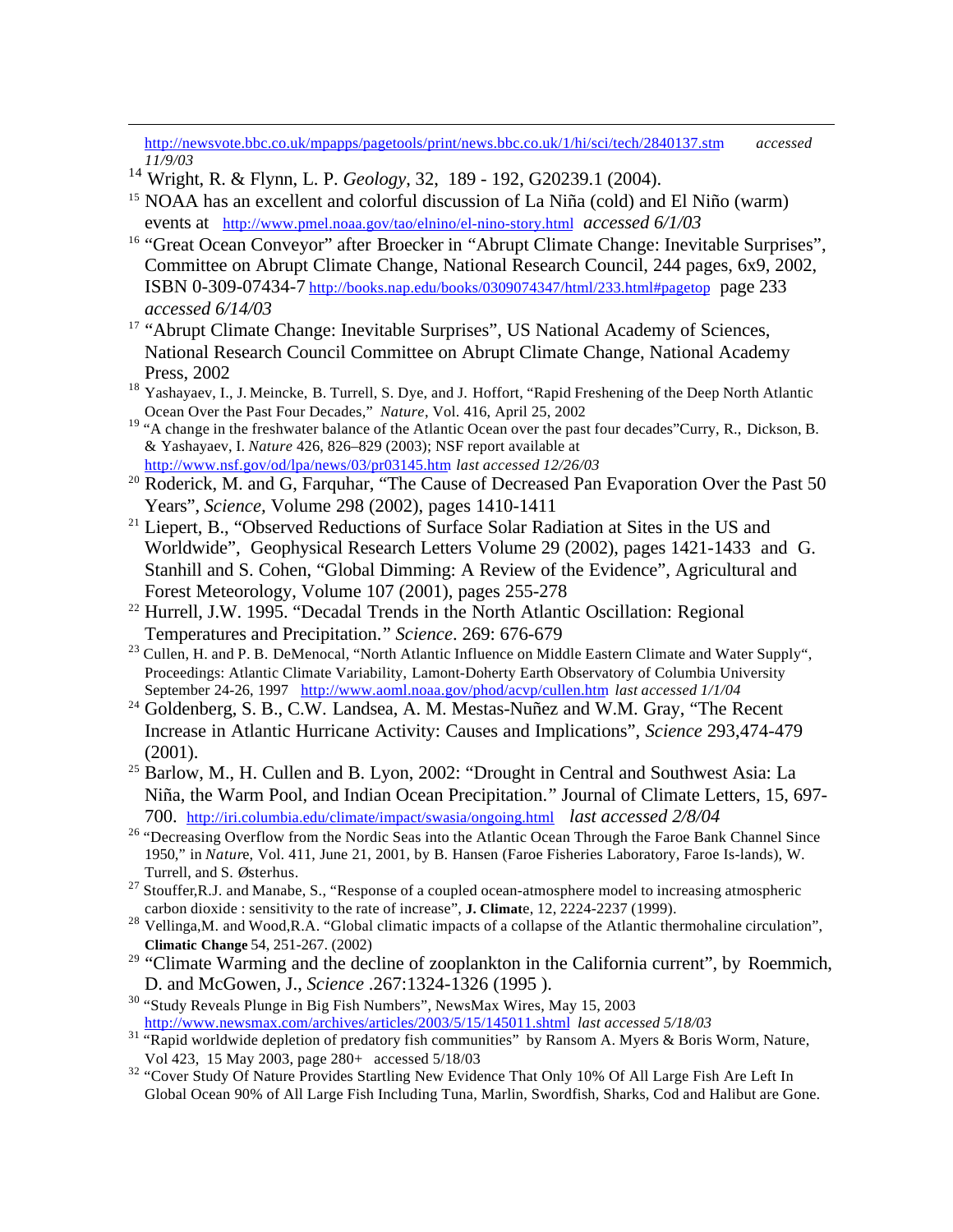http://newsvote.bbc.co.uk/mpapps/pagetools/print/news.bbc.co.uk/1/hi/sci/tech/2840137.stm *accessed 11/9/03*

[14] Wright, R. & Flynn, L. P. *Geology*, 32, 189 - 192, G20239.1 (2004).

[15] NOAA has an excellent and colorful discussion of La Niña (cold) and El Niño (warm) events at http://www.pmel.noaa.gov/tao/elnino/el-nino-story.html *accessed 6/1/03*

[16] "Great Ocean Conveyor" after Broecker in "Abrupt Climate Change: Inevitable Surprises", Committee on Abrupt Climate Change, National Research Council, 244 pages, 6x9, 2002, ISBN 0-309-07434-7 http://books.nap.edu/books/0309074347/html/233.html#pagetop page 233 *accessed 6/14/03*

[17] "Abrupt Climate Change: Inevitable Surprises", US National Academy of Sciences, National Research Council Committee on Abrupt Climate Change, National Academy Press, 2002

[18] Yashayaev, I., J. Meincke, B. Turrell, S. Dye, and J. Hoffort, "Rapid Freshening of the Deep North Atlantic Ocean Over the Past Four Decades," *Nature*, Vol. 416, April 25, 2002

[19] "A change in the freshwater balance of the Atlantic Ocean over the past four decades"Curry, R., Dickson, B. & Yashayaev, I. *Nature* 426, 826–829 (2003); NSF report available at http://www.nsf.gov/od/lpa/news/03/pr03145.htm *last accessed 12/26/03*

[20] Roderick, M. and G, Farquhar, "The Cause of Decreased Pan Evaporation Over the Past 50 Years", *Science*, Volume 298 (2002), pages 1410-1411

[21] Liepert, B., "Observed Reductions of Surface Solar Radiation at Sites in the US and Worldwide", Geophysical Research Letters Volume 29 (2002), pages 1421-1433 and G. Stanhill and S. Cohen, "Global Dimming: A Review of the Evidence", Agricultural and Forest Meteorology, Volume 107 (2001), pages 255-278

[22] Hurrell, J.W. 1995. "Decadal Trends in the North Atlantic Oscillation: Regional Temperatures and Precipitation." *Science*. 269: 676-679

[23] Cullen, H. and P. B. DeMenocal, "North Atlantic Influence on Middle Eastern Climate and Water Supply", Proceedings: Atlantic Climate Variability, Lamont-Doherty Earth Observatory of Columbia University September 24-26, 1997 http://www.aoml.noaa.gov/phod/acvp/cullen.htm *last accessed 1/1/04*

[24] Goldenberg, S. B., C.W. Landsea, A. M. Mestas-Nuñez and W.M. Gray, "The Recent Increase in Atlantic Hurricane Activity: Causes and Implications", *Science* 293,474-479 (2001).

[25] Barlow, M., H. Cullen and B. Lyon, 2002: "Drought in Central and Southwest Asia: La Niña, the Warm Pool, and Indian Ocean Precipitation." Journal of Climate Letters, 15, 697-700. http://iri.columbia.edu/climate/impact/swasia/ongoing.html *last accessed 2/8/04*

[26] "Decreasing Overflow from the Nordic Seas into the Atlantic Ocean Through the Faroe Bank Channel Since 1950," in *Natur*e, Vol. 411, June 21, 2001, by B. Hansen (Faroe Fisheries Laboratory, Faroe Is-lands), W. Turrell, and S. Østerhus.

[27] Stouffer,R.J. and Manabe, S., "Response of a coupled ocean-atmosphere model to increasing atmospheric carbon dioxide : sensitivity to the rate of increase", **J. Climat**e, 12, 2224-2237 (1999).

[28] Vellinga,M. and Wood,R.A. "Global climatic impacts of a collapse of the Atlantic thermohaline circulation", **Climatic Change** 54, 251-267. (2002)

[29] "Climate Warming and the decline of zooplankton in the California current", by Roemmich, D. and McGowen, J., *Science* .267:1324-1326 (1995 ).

[30] "Study Reveals Plunge in Big Fish Numbers", NewsMax Wires, May 15, 2003 http://www.newsmax.com/archives/articles/2003/5/15/145011.shtml *last accessed 5/18/03*

[31] "Rapid worldwide depletion of predatory fish communities" by Ransom A. Myers & Boris Worm, Nature, Vol 423, 15 May 2003, page 280+ accessed 5/18/03

[32] "Cover Study Of Nature Provides Startling New Evidence That Only 10% Of All Large Fish Are Left In Global Ocean 90% of All Large Fish Including Tuna, Marlin, Swordfish, Sharks, Cod and Halibut are Gone.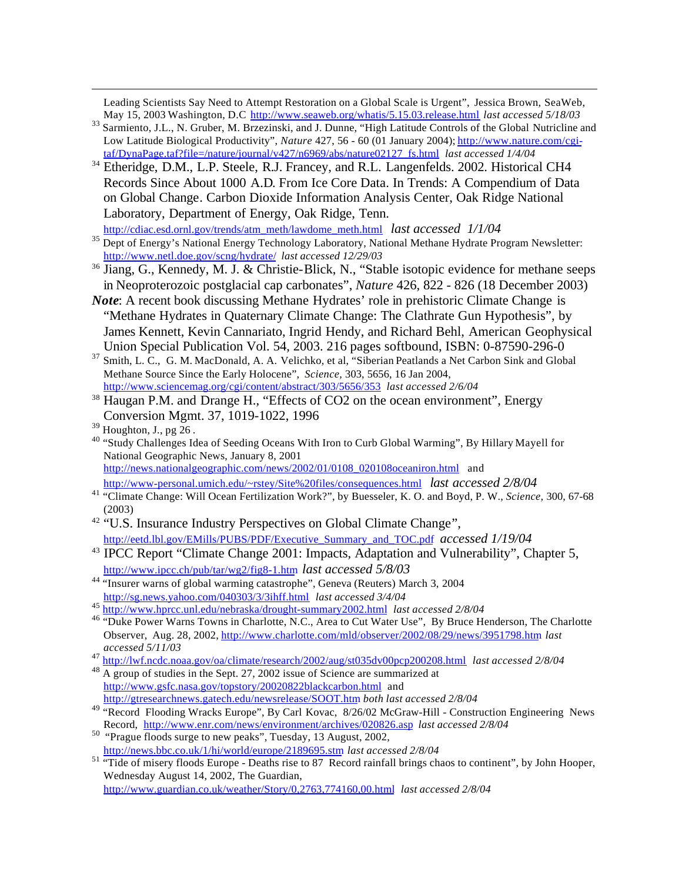Leading Scientists Say Need to Attempt Restoration on a Global Scale is Urgent", Jessica Brown, SeaWeb, May 15, 2003 Washington, D.C http://www.seaweb.org/whatis/5.15.03.release.html *last accessed 5/18/03*

[33] Sarmiento, J.L., N. Gruber, M. Brzezinski, and J. Dunne, "High Latitude Controls of the Global Nutricline and Low Latitude Biological Productivity", *Nature* 427, 56 - 60 (01 January 2004); http://www.nature.com/cgi-taf/DynaPage.taf?file=/nature/journal/v427/n6969/abs/nature02127_fs.html *last accessed 1/4/04*

[34] Etheridge, D.M., L.P. Steele, R.J. Francey, and R.L. Langenfelds. 2002. Historical CH4 Records Since About 1000 A.D. From Ice Core Data. In Trends: A Compendium of Data on Global Change. Carbon Dioxide Information Analysis Center, Oak Ridge National Laboratory, Department of Energy, Oak Ridge, Tenn. http://cdiac.esd.ornl.gov/trends/atm_meth/lawdome_meth.html *last accessed 1/1/04*

[35] Dept of Energy's National Energy Technology Laboratory, National Methane Hydrate Program Newsletter: http://www.netl.doe.gov/scng/hydrate/ *last accessed 12/29/03*

[36] Jiang, G., Kennedy, M. J. & Christie-Blick, N., "Stable isotopic evidence for methane seeps in Neoproterozoic postglacial cap carbonates", *Nature* 426, 822 - 826 (18 December 2003)

***Note***: A recent book discussing Methane Hydrates' role in prehistoric Climate Change is "Methane Hydrates in Quaternary Climate Change: The Clathrate Gun Hypothesis", by James Kennett, Kevin Cannariato, Ingrid Hendy, and Richard Behl, American Geophysical Union Special Publication Vol. 54, 2003. 216 pages softbound, ISBN: 0-87590-296-0

[37] Smith, L. C., G. M. MacDonald, A. A. Velichko, et al, "Siberian Peatlands a Net Carbon Sink and Global Methane Source Since the Early Holocene", *Science*, 303, 5656, 16 Jan 2004, http://www.sciencemag.org/cgi/content/abstract/303/5656/353 *last accessed 2/6/04*

[38] Haugan P.M. and Drange H., "Effects of CO2 on the ocean environment", Energy Conversion Mgmt. 37, 1019-1022, 1996

[39] Houghton, J., pg 26 .

[40] "Study Challenges Idea of Seeding Oceans With Iron to Curb Global Warming", By Hillary Mayell for National Geographic News, January 8, 2001 http://news.nationalgeographic.com/news/2002/01/0108_020108oceaniron.html and http://www-personal.umich.edu/~rstey/Site%20files/consequences.html *last accessed 2/8/04*

[41] "Climate Change: Will Ocean Fertilization Work?", by Buesseler, K. O. and Boyd, P. W., *Science*, 300, 67-68 (2003)

[42] "U.S. Insurance Industry Perspectives on Global Climate Change", http://eetd.lbl.gov/EMills/PUBS/PDF/Executive_Summary_and_TOC.pdf *accessed 1/19/04*

[43] IPCC Report "Climate Change 2001: Impacts, Adaptation and Vulnerability", Chapter 5, http://www.ipcc.ch/pub/tar/wg2/fig8-1.htm *last accessed 5/8/03*

[44] "Insurer warns of global warming catastrophe", Geneva (Reuters) March 3, 2004 http://sg.news.yahoo.com/040303/3/3ihff.html *last accessed 3/4/04*

[45] http://www.hprcc.unl.edu/nebraska/drought-summary2002.html *last accessed 2/8/04*

[46] "Duke Power Warns Towns in Charlotte, N.C., Area to Cut Water Use", By Bruce Henderson, The Charlotte Observer, Aug. 28, 2002, http://www.charlotte.com/mld/observer/2002/08/29/news/3951798.htm *last accessed 5/11/03*

[47] http://lwf.ncdc.noaa.gov/oa/climate/research/2002/aug/st035dv00pcp200208.html *last accessed 2/8/04*

[48] A group of studies in the Sept. 27, 2002 issue of Science are summarized at http://www.gsfc.nasa.gov/topstory/20020822blackcarbon.html and http://gtresearchnews.gatech.edu/newsrelease/SOOT.htm *both last accessed 2/8/04*

[49] "Record Flooding Wracks Europe", By Carl Kovac, 8/26/02 McGraw-Hill - Construction Engineering News Record, http://www.enr.com/news/environment/archives/020826.asp *last accessed 2/8/04*

[50] "Prague floods surge to new peaks", Tuesday, 13 August, 2002, http://news.bbc.co.uk/1/hi/world/europe/2189695.stm *last accessed 2/8/04*

[51] "Tide of misery floods Europe - Deaths rise to 87 Record rainfall brings chaos to continent", by John Hooper, Wednesday August 14, 2002, The Guardian, http://www.guardian.co.uk/weather/Story/0,2763,774160,00.html *last accessed 2/8/04*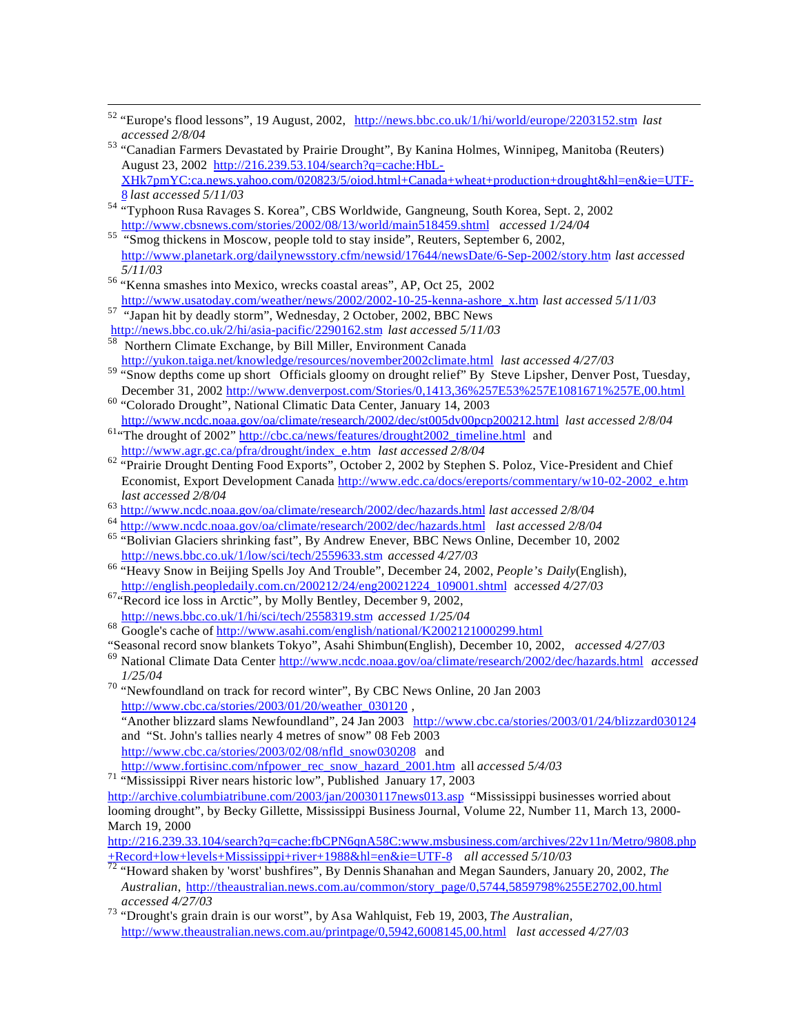[52] "Europe's flood lessons", 19 August, 2002, http://news.bbc.co.uk/1/hi/world/europe/2203152.stm *last accessed 2/8/04*

[53] "Canadian Farmers Devastated by Prairie Drought", By Kanina Holmes, Winnipeg, Manitoba (Reuters) August 23, 2002 http://216.239.53.104/search?q=cache:HbL-XHk7pmYC:ca.news.yahoo.com/020823/5/oiod.html+Canada+wheat+production+drought&hl=en&ie=UTF-8 *last accessed 5/11/03*

[54] "Typhoon Rusa Ravages S. Korea", CBS Worldwide, Gangneung, South Korea, Sept. 2, 2002 http://www.cbsnews.com/stories/2002/08/13/world/main518459.shtml *accessed 1/24/04*

[55] "Smog thickens in Moscow, people told to stay inside", Reuters, September 6, 2002, http://www.planetark.org/dailynewsstory.cfm/newsid/17644/newsDate/6-Sep-2002/story.htm *last accessed 5/11/03*

[56] "Kenna smashes into Mexico, wrecks coastal areas", AP, Oct 25, 2002 http://www.usatoday.com/weather/news/2002/2002-10-25-kenna-ashore_x.htm *last accessed 5/11/03*

[57] "Japan hit by deadly storm", Wednesday, 2 October, 2002, BBC News http://news.bbc.co.uk/2/hi/asia-pacific/2290162.stm *last accessed 5/11/03*

[58] Northern Climate Exchange, by Bill Miller, Environment Canada http://yukon.taiga.net/knowledge/resources/november2002climate.html *last accessed 4/27/03*

[59] "Snow depths come up short Officials gloomy on drought relief" By Steve Lipsher, Denver Post, Tuesday, December 31, 2002 http://www.denverpost.com/Stories/0,1413,36%257E53%257E1081671%257E,00.html

[60] "Colorado Drought", National Climatic Data Center, January 14, 2003 http://www.ncdc.noaa.gov/oa/climate/research/2002/dec/st005dv00pcp200212.html *last accessed 2/8/04*

[61] "The drought of 2002" http://cbc.ca/news/features/drought2002_timeline.html and http://www.agr.gc.ca/pfra/drought/index_e.htm *last accessed 2/8/04*

[62] "Prairie Drought Denting Food Exports", October 2, 2002 by Stephen S. Poloz, Vice-President and Chief Economist, Export Development Canada http://www.edc.ca/docs/ereports/commentary/w10-02-2002_e.htm *last accessed 2/8/04*

[63] http://www.ncdc.noaa.gov/oa/climate/research/2002/dec/hazards.html *last accessed 2/8/04*

[64] http://www.ncdc.noaa.gov/oa/climate/research/2002/dec/hazards.html *last accessed 2/8/04*

[65] "Bolivian Glaciers shrinking fast", By Andrew Enever, BBC News Online, December 10, 2002 http://news.bbc.co.uk/1/low/sci/tech/2559633.stm *accessed 4/27/03*

[66] "Heavy Snow in Beijing Spells Joy And Trouble", December 24, 2002, *People's Daily*(English), http://english.peopledaily.com.cn/200212/24/eng20021224_109001.shtml *accessed 4/27/03*

[67] "Record ice loss in Arctic", by Molly Bentley, December 9, 2002, http://news.bbc.co.uk/1/hi/sci/tech/2558319.stm *accessed 1/25/04*

[68] Google's cache of http://www.asahi.com/english/national/K2002121000299.html
"Seasonal record snow blankets Tokyo", Asahi Shimbun(English), December 10, 2002, *accessed 4/27/03*

[69] National Climate Data Center http://www.ncdc.noaa.gov/oa/climate/research/2002/dec/hazards.html *accessed 1/25/04*

[70] "Newfoundland on track for record winter", By CBC News Online, 20 Jan 2003 http://www.cbc.ca/stories/2003/01/20/weather_030120 ,
"Another blizzard slams Newfoundland", 24 Jan 2003 http://www.cbc.ca/stories/2003/01/24/blizzard030124 and "St. John's tallies nearly 4 metres of snow" 08 Feb 2003 http://www.cbc.ca/stories/2003/02/08/nfld_snow030208 and http://www.fortisinc.com/nfpower_rec_snow_hazard_2001.htm all *accessed 5/4/03*

[71] "Mississippi River nears historic low", Published January 17, 2003 http://archive.columbiatribune.com/2003/jan/20030117news013.asp "Mississippi businesses worried about looming drought", by Becky Gillette, Mississippi Business Journal, Volume 22, Number 11, March 13, 2000-March 19, 2000 http://216.239.33.104/search?q=cache:fbCPN6qnA58C:www.msbusiness.com/archives/22v11n/Metro/9808.php+Record+low+levels+Mississippi+river+1988&hl=en&ie=UTF-8 *all accessed 5/10/03*

[72] "Howard shaken by 'worst' bushfires", By Dennis Shanahan and Megan Saunders, January 20, 2002, *The Australian*, http://theaustralian.news.com.au/common/story_page/0,5744,5859798%255E2702,00.html *accessed 4/27/03*

[73] "Drought's grain drain is our worst", by Asa Wahlquist, Feb 19, 2003, *The Australian*, http://www.theaustralian.news.com.au/printpage/0,5942,6008145,00.html *last accessed 4/27/03*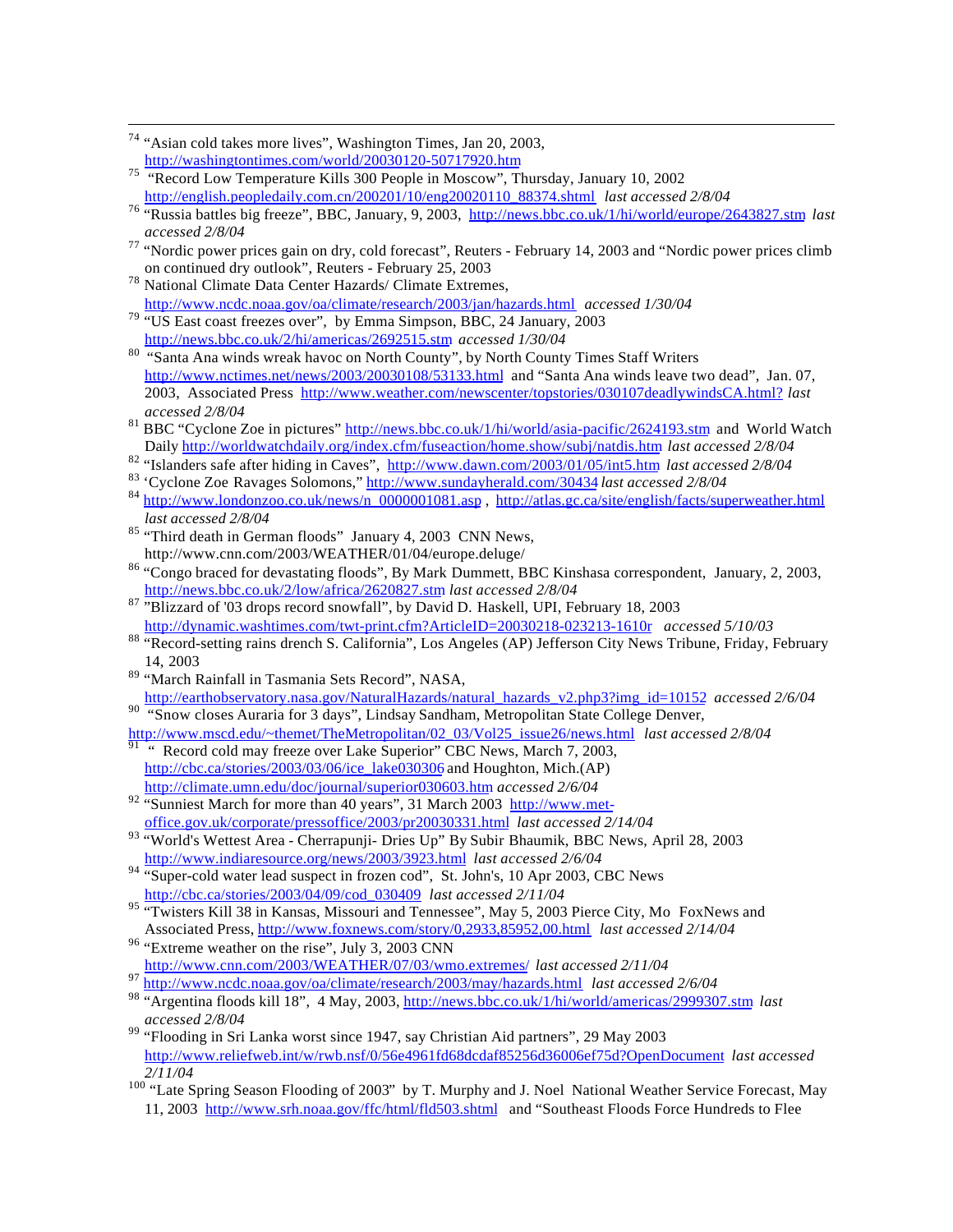[74] "Asian cold takes more lives", Washington Times, Jan 20, 2003, http://washingtontimes.com/world/20030120-50717920.htm

[75] "Record Low Temperature Kills 300 People in Moscow", Thursday, January 10, 2002 http://english.peopledaily.com.cn/200201/10/eng20020110_88374.shtml *last accessed 2/8/04*

[76] "Russia battles big freeze", BBC, January, 9, 2003, http://news.bbc.co.uk/1/hi/world/europe/2643827.stm *last accessed 2/8/04*

[77] "Nordic power prices gain on dry, cold forecast", Reuters - February 14, 2003 and "Nordic power prices climb on continued dry outlook", Reuters - February 25, 2003

[78] National Climate Data Center Hazards/ Climate Extremes, http://www.ncdc.noaa.gov/oa/climate/research/2003/jan/hazards.html *accessed 1/30/04*

[79] "US East coast freezes over", by Emma Simpson, BBC, 24 January, 2003 http://news.bbc.co.uk/2/hi/americas/2692515.stm *accessed 1/30/04*

[80] "Santa Ana winds wreak havoc on North County", by North County Times Staff Writers http://www.nctimes.net/news/2003/20030108/53133.html and "Santa Ana winds leave two dead", Jan. 07, 2003, Associated Press http://www.weather.com/newscenter/topstories/030107deadlywindsCA.html? *last accessed 2/8/04*

[81] BBC "Cyclone Zoe in pictures" http://news.bbc.co.uk/1/hi/world/asia-pacific/2624193.stm and World Watch Daily http://worldwatchdaily.org/index.cfm/fuseaction/home.show/subj/natdis.htm *last accessed 2/8/04*

[82] "Islanders safe after hiding in Caves", http://www.dawn.com/2003/01/05/int5.htm *last accessed 2/8/04*

[83] 'Cyclone Zoe Ravages Solomons," http://www.sundayherald.com/30434 *last accessed 2/8/04*

[84] http://www.londonzoo.co.uk/news/n_0000001081.asp , http://atlas.gc.ca/site/english/facts/superweather.html *last accessed 2/8/04*

[85] "Third death in German floods" January 4, 2003 CNN News, http://www.cnn.com/2003/WEATHER/01/04/europe.deluge/

[86] "Congo braced for devastating floods", By Mark Dummett, BBC Kinshasa correspondent, January, 2, 2003, http://news.bbc.co.uk/2/low/africa/2620827.stm *last accessed 2/8/04*

[87] "Blizzard of '03 drops record snowfall", by David D. Haskell, UPI, February 18, 2003 http://dynamic.washtimes.com/twt-print.cfm?ArticleID=20030218-023213-1610r *accessed 5/10/03*

[88] "Record-setting rains drench S. California", Los Angeles (AP) Jefferson City News Tribune, Friday, February 14, 2003

[89] "March Rainfall in Tasmania Sets Record", NASA, http://earthobservatory.nasa.gov/NaturalHazards/natural_hazards_v2.php3?img_id=10152 *accessed 2/6/04*

[90] "Snow closes Auraria for 3 days", Lindsay Sandham, Metropolitan State College Denver, http://www.mscd.edu/~themet/TheMetropolitan/02_03/Vol25_issue26/news.html *last accessed 2/8/04*

[91] " Record cold may freeze over Lake Superior" CBC News, March 7, 2003, http://cbc.ca/stories/2003/03/06/ice_lake030306 and Houghton, Mich.(AP) http://climate.umn.edu/doc/journal/superior030603.htm *accessed 2/6/04*

[92] "Sunniest March for more than 40 years", 31 March 2003 http://www.met-office.gov.uk/corporate/pressoffice/2003/pr20030331.html *last accessed 2/14/04*

[93] "World's Wettest Area - Cherrapunji- Dries Up" By Subir Bhaumik, BBC News, April 28, 2003 http://www.indiaresource.org/news/2003/3923.html *last accessed 2/6/04*

[94] "Super-cold water lead suspect in frozen cod", St. John's, 10 Apr 2003, CBC News http://cbc.ca/stories/2003/04/09/cod_030409 *last accessed 2/11/04*

[95] "Twisters Kill 38 in Kansas, Missouri and Tennessee", May 5, 2003 Pierce City, Mo FoxNews and Associated Press, http://www.foxnews.com/story/0,2933,85952,00.html *last accessed 2/14/04*

[96] "Extreme weather on the rise", July 3, 2003 CNN http://www.cnn.com/2003/WEATHER/07/03/wmo.extremes/ *last accessed 2/11/04*

[97] http://www.ncdc.noaa.gov/oa/climate/research/2003/may/hazards.html *last accessed 2/6/04*

[98] "Argentina floods kill 18", 4 May, 2003, http://news.bbc.co.uk/1/hi/world/americas/2999307.stm *last accessed 2/8/04*

[99] "Flooding in Sri Lanka worst since 1947, say Christian Aid partners", 29 May 2003 http://www.reliefweb.int/w/rwb.nsf/0/56e4961fd68dcdaf85256d36006ef75d?OpenDocument *last accessed 2/11/04*

[100] "Late Spring Season Flooding of 2003" by T. Murphy and J. Noel National Weather Service Forecast, May 11, 2003 http://www.srh.noaa.gov/ffc/html/fld503.shtml and "Southeast Floods Force Hundreds to Flee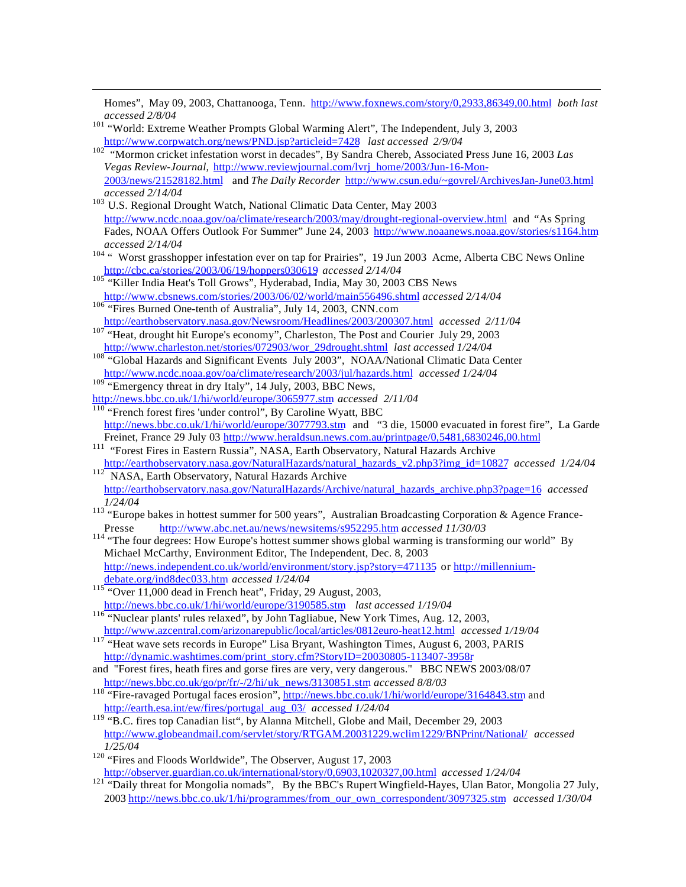Homes", May 09, 2003, Chattanooga, Tenn. http://www.foxnews.com/story/0,2933,86349,00.html *both last accessed 2/8/04*

[101] "World: Extreme Weather Prompts Global Warming Alert", The Independent, July 3, 2003 http://www.corpwatch.org/news/PND.jsp?articleid=7428 *last accessed 2/9/04*

[102] "Mormon cricket infestation worst in decades", By Sandra Chereb, Associated Press June 16, 2003 *Las Vegas Review-Journal*, http://www.reviewjournal.com/lvrj_home/2003/Jun-16-Mon-2003/news/21528182.html and *The Daily Recorder* http://www.csun.edu/~govrel/ArchivesJan-June03.html *accessed 2/14/04*

[103] U.S. Regional Drought Watch, National Climatic Data Center, May 2003 http://www.ncdc.noaa.gov/oa/climate/research/2003/may/drought-regional-overview.html and "As Spring Fades, NOAA Offers Outlook For Summer" June 24, 2003 http://www.noaanews.noaa.gov/stories/s1164.htm *accessed 2/14/04*

[104] " Worst grasshopper infestation ever on tap for Prairies", 19 Jun 2003 Acme, Alberta CBC News Online http://cbc.ca/stories/2003/06/19/hoppers030619 *accessed 2/14/04*

[105] "Killer India Heat's Toll Grows", Hyderabad, India, May 30, 2003 CBS News http://www.cbsnews.com/stories/2003/06/02/world/main556496.shtml *accessed 2/14/04*

[106] "Fires Burned One-tenth of Australia", July 14, 2003, CNN.com http://earthobservatory.nasa.gov/Newsroom/Headlines/2003/200307.html *accessed 2/11/04*

[107] "Heat, drought hit Europe's economy", Charleston, The Post and Courier July 29, 2003 http://www.charleston.net/stories/072903/wor_29drought.shtml *last accessed 1/24/04*

[108] "Global Hazards and Significant Events July 2003", NOAA/National Climatic Data Center http://www.ncdc.noaa.gov/oa/climate/research/2003/jul/hazards.html *accessed 1/24/04*

[109] "Emergency threat in dry Italy", 14 July, 2003, BBC News, http://news.bbc.co.uk/1/hi/world/europe/3065977.stm *accessed 2/11/04*

[110] "French forest fires 'under control'", By Caroline Wyatt, BBC http://news.bbc.co.uk/1/hi/world/europe/3077793.stm and "3 die, 15000 evacuated in forest fire", La Garde Freinet, France 29 July 03 http://www.heraldsun.news.com.au/printpage/0,5481,6830246,00.html

[111] "Forest Fires in Eastern Russia", NASA, Earth Observatory, Natural Hazards Archive http://earthobservatory.nasa.gov/NaturalHazards/natural_hazards_v2.php3?img_id=10827 *accessed 1/24/04*

[112] NASA, Earth Observatory, Natural Hazards Archive http://earthobservatory.nasa.gov/NaturalHazards/Archive/natural_hazards_archive.php3?page=16 *accessed 1/24/04*

[113] "Europe bakes in hottest summer for 500 years", Australian Broadcasting Corporation & Agence France-Presse http://www.abc.net.au/news/newsitems/s952295.htm *accessed 11/30/03*

[114] "The four degrees: How Europe's hottest summer shows global warming is transforming our world" By Michael McCarthy, Environment Editor, The Independent, Dec. 8, 2003 http://news.independent.co.uk/world/environment/story.jsp?story=471135 or http://millennium-debate.org/ind8dec033.htm *accessed 1/24/04*

[115] "Over 11,000 dead in French heat", Friday, 29 August, 2003, http://news.bbc.co.uk/1/hi/world/europe/3190585.stm *last accessed 1/19/04*

[116] "Nuclear plants' rules relaxed", by John Tagliabue, New York Times, Aug. 12, 2003, http://www.azcentral.com/arizonarepublic/local/articles/0812euro-heat12.html *accessed 1/19/04*

[117] "Heat wave sets records in Europe" Lisa Bryant, Washington Times, August 6, 2003, PARIS http://dynamic.washtimes.com/print_story.cfm?StoryID=20030805-113407-3958r
and "Forest fires, heath fires and gorse fires are very, very dangerous." BBC NEWS 2003/08/07 http://news.bbc.co.uk/go/pr/fr/-/2/hi/uk_news/3130851.stm *accessed 8/8/03*

[118] "Fire-ravaged Portugal faces erosion", http://news.bbc.co.uk/1/hi/world/europe/3164843.stm and http://earth.esa.int/ew/fires/portugal_aug_03/ *accessed 1/24/04*

[119] "B.C. fires top Canadian list", by Alanna Mitchell, Globe and Mail, December 29, 2003 http://www.globeandmail.com/servlet/story/RTGAM.20031229.wclim1229/BNPrint/National/ *accessed 1/25/04*

[120] "Fires and Floods Worldwide", The Observer, August 17, 2003 http://observer.guardian.co.uk/international/story/0,6903,1020327,00.html *accessed 1/24/04*

[121] "Daily threat for Mongolia nomads", By the BBC's Rupert Wingfield-Hayes, Ulan Bator, Mongolia 27 July, 2003 http://news.bbc.co.uk/1/hi/programmes/from_our_own_correspondent/3097325.stm *accessed 1/30/04*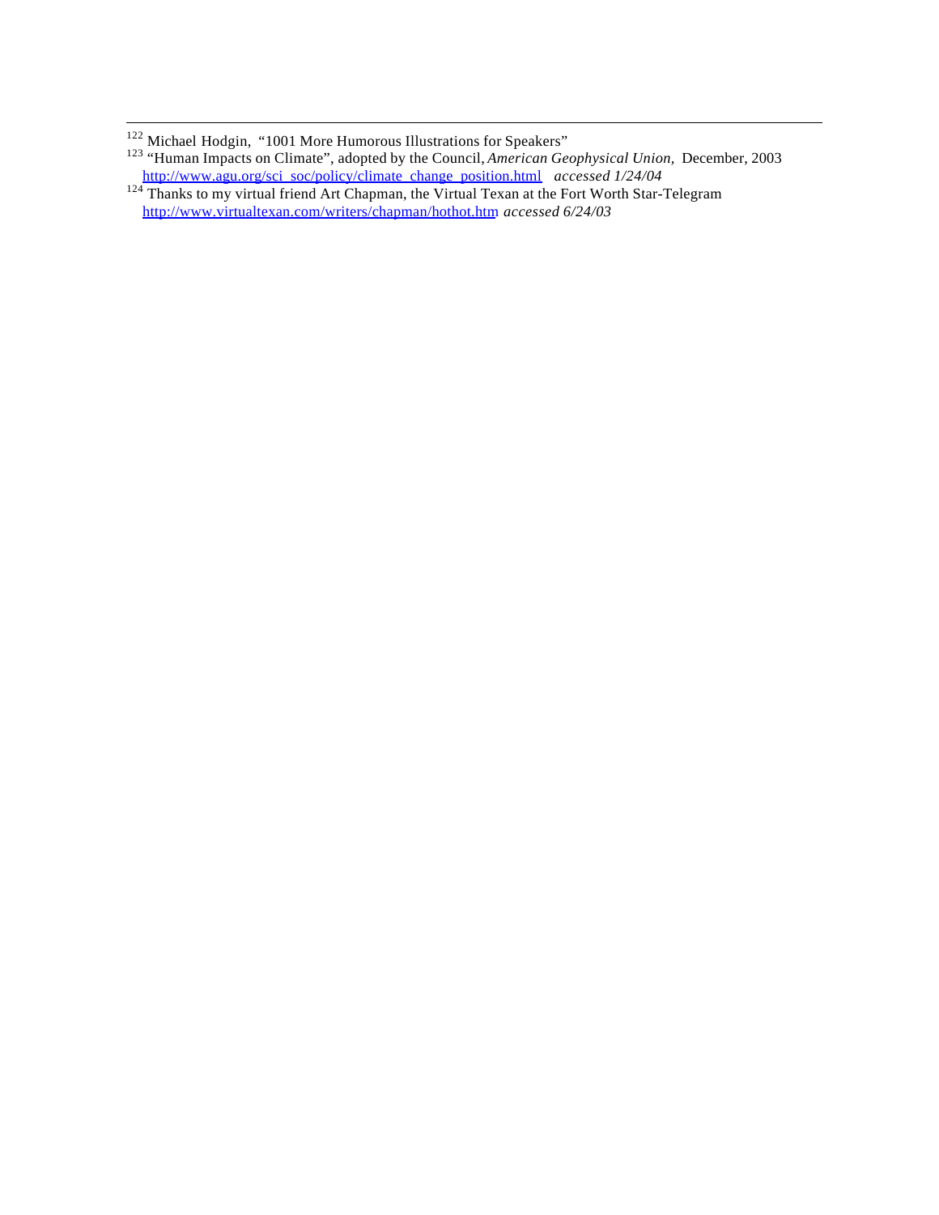[122] Michael Hodgin, "1001 More Humorous Illustrations for Speakers"

[123] "Human Impacts on Climate", adopted by the Council, *American Geophysical Union,* December, 2003 http://www.agu.org/sci_soc/policy/climate_change_position.html *accessed 1/24/04*

[124] Thanks to my virtual friend Art Chapman, the Virtual Texan at the Fort Worth Star-Telegram http://www.virtualtexan.com/writers/chapman/hothot.htm *accessed 6/24/03*